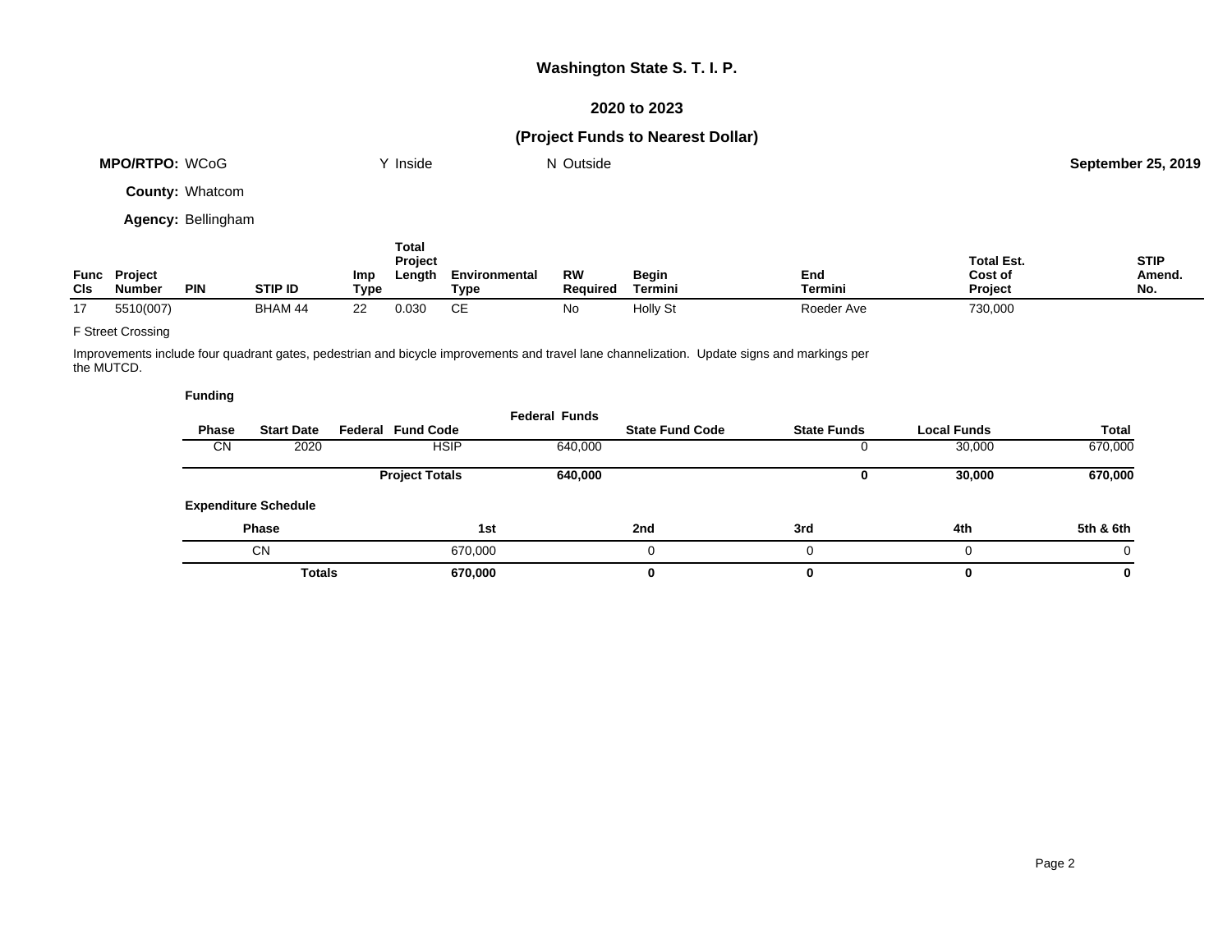**Washington State S. T. I. P.**

**2020 to 2023**

**(Project Funds to Nearest Dollar)**

**MPO/RTPO:** WCoG Y Inside N Outside **September 25, 2019**

**County:** Whatcom

**Agency:** Bellingham

| Func Cls | Project Number | PIN | STIP ID | Imp Type | Total Project Length | Environmental Type | RW Required | Begin Termini | End Termini | Total Est. Cost of Project | STIP Amend. No. |
|---|---|---|---|---|---|---|---|---|---|---|---|
| 17 | 5510(007) | | BHAM 44 | 22 | 0.030 | CE | No | Holly St | Roeder Ave | 730,000 | |

F Street Crossing

Improvements include four quadrant gates, pedestrian and bicycle improvements and travel lane channelization. Update signs and markings per the MUTCD.

**Funding**

| Phase | Start Date | Federal Fund Code | Federal Funds | State Fund Code | State Funds | Local Funds | Total |
|---|---|---|---|---|---|---|---|
| CN | 2020 | HSIP | 640,000 | | 0 | 30,000 | 670,000 |
| | | **Project Totals** | **640,000** | | **0** | **30,000** | **670,000** |

**Expenditure Schedule**

| Phase | 1st | 2nd | 3rd | 4th | 5th & 6th |
|---|---|---|---|---|---|
| CN | 670,000 | 0 | 0 | 0 | 0 |
| **Totals** | **670,000** | **0** | **0** | **0** | **0** |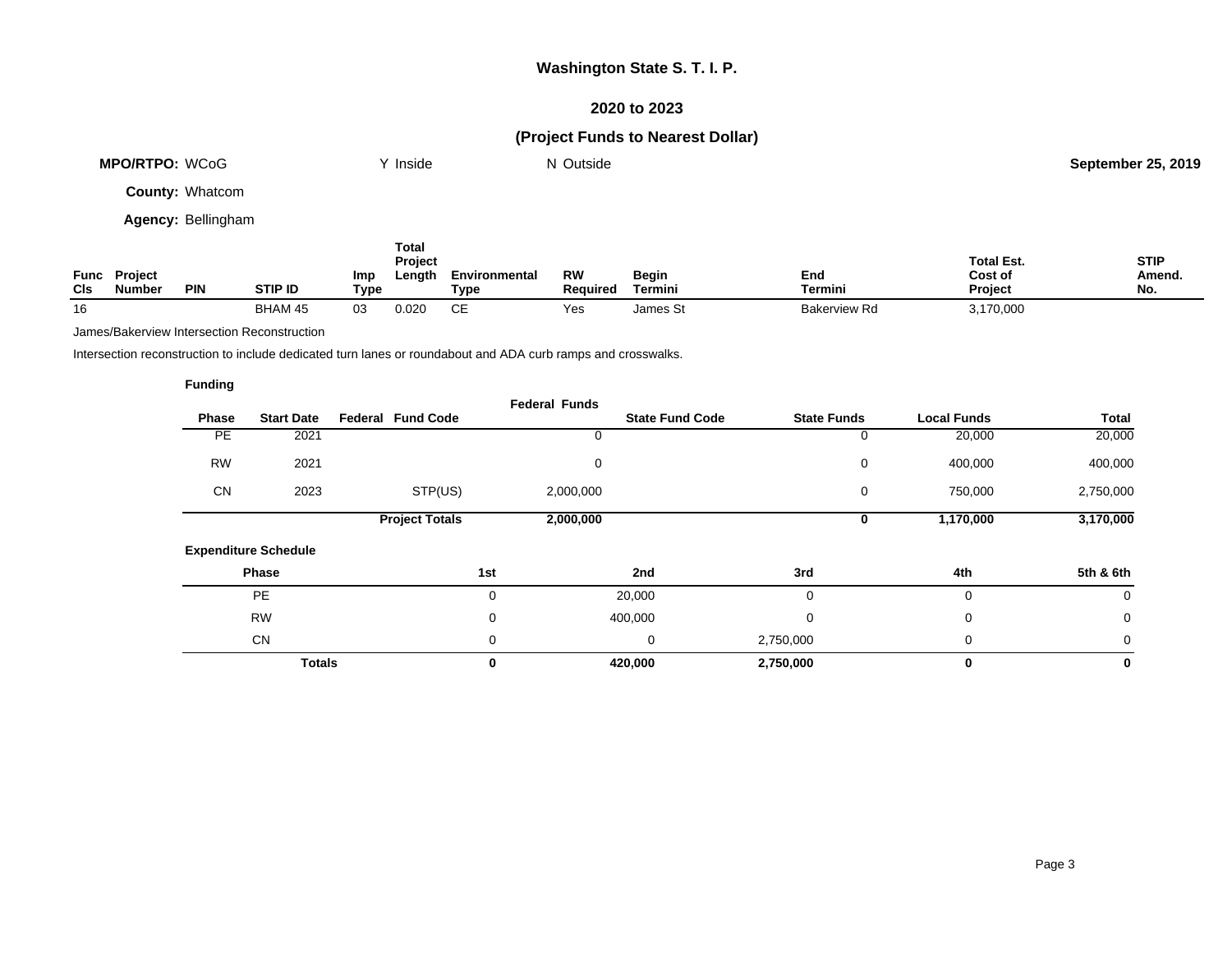# Washington State S. T. I. P.

## 2020 to 2023

### (Project Funds to Nearest Dollar)

**MPO/RTPO:** WCoG    Y Inside    N Outside    **September 25, 2019**

**County:** Whatcom

**Agency:** Bellingham

| Func Cls | Project Number | PIN | STIP ID | Imp Type | Total Project Length | Environmental Type | RW Required | Begin Termini | End Termini | Total Est. Cost of Project | STIP Amend. No. |
|---|---|---|---|---|---|---|---|---|---|---|---|
| 16 | | | BHAM 45 | 03 | 0.020 | CE | Yes | James St | Bakerview Rd | 3,170,000 | |

James/Bakerview Intersection Reconstruction

Intersection reconstruction to include dedicated turn lanes or roundabout and ADA curb ramps and crosswalks.

**Funding**

| Phase | Start Date | Federal Fund Code | Federal Funds | State Fund Code | State Funds | Local Funds | Total |
|---|---|---|---|---|---|---|---|
| PE | 2021 | | 0 | | 0 | 20,000 | 20,000 |
| RW | 2021 | | 0 | | 0 | 400,000 | 400,000 |
| CN | 2023 | STP(US) | 2,000,000 | | 0 | 750,000 | 2,750,000 |
| | | **Project Totals** | **2,000,000** | | **0** | **1,170,000** | **3,170,000** |

**Expenditure Schedule**

| Phase | 1st | 2nd | 3rd | 4th | 5th & 6th |
|---|---|---|---|---|---|
| PE | 0 | 20,000 | 0 | 0 | 0 |
| RW | 0 | 400,000 | 0 | 0 | 0 |
| CN | 0 | 0 | 2,750,000 | 0 | 0 |
| **Totals** | **0** | **420,000** | **2,750,000** | **0** | **0** |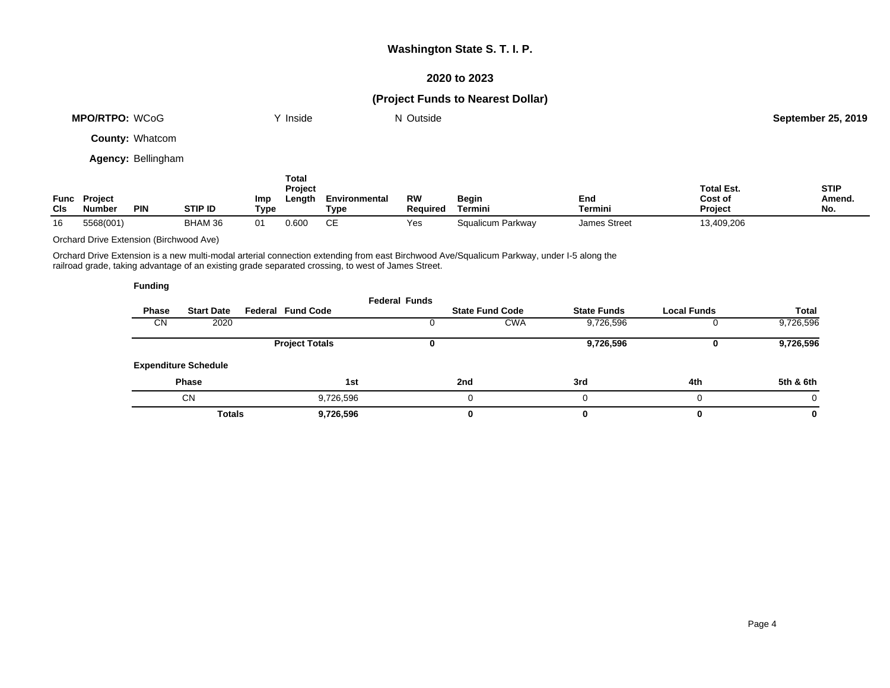# Washington State S. T. I. P.

## 2020 to 2023

## (Project Funds to Nearest Dollar)

**MPO/RTPO:** WCoG Y Inside N Outside **September 25, 2019**

**County:** Whatcom

**Agency:** Bellingham

| Func Cls | Project Number | PIN | STIP ID | Imp Type | Total Project Length | Environmental Type | RW Required | Begin Termini | End Termini | Total Est. Cost of Project | STIP Amend. No. |
|---|---|---|---|---|---|---|---|---|---|---|---|
| 16 | 5568(001) | | BHAM 36 | 01 | 0.600 | CE | Yes | Squalicum Parkway | James Street | 13,409,206 | |

Orchard Drive Extension (Birchwood Ave)

Orchard Drive Extension is a new multi-modal arterial connection extending from east Birchwood Ave/Squalicum Parkway, under I-5 along the railroad grade, taking advantage of an existing grade separated crossing, to west of James Street.

**Funding**

| Phase | Start Date | Federal Fund Code | Federal Funds | State Fund Code | State Funds | Local Funds | Total |
|---|---|---|---|---|---|---|---|
| CN | 2020 | | 0 | CWA | 9,726,596 | 0 | 9,726,596 |
| | | **Project Totals** | **0** | | **9,726,596** | **0** | **9,726,596** |

**Expenditure Schedule**

| Phase | 1st | 2nd | 3rd | 4th | 5th & 6th |
|---|---|---|---|---|---|
| CN | 9,726,596 | 0 | 0 | 0 | 0 |
| **Totals** | **9,726,596** | **0** | **0** | **0** | **0** |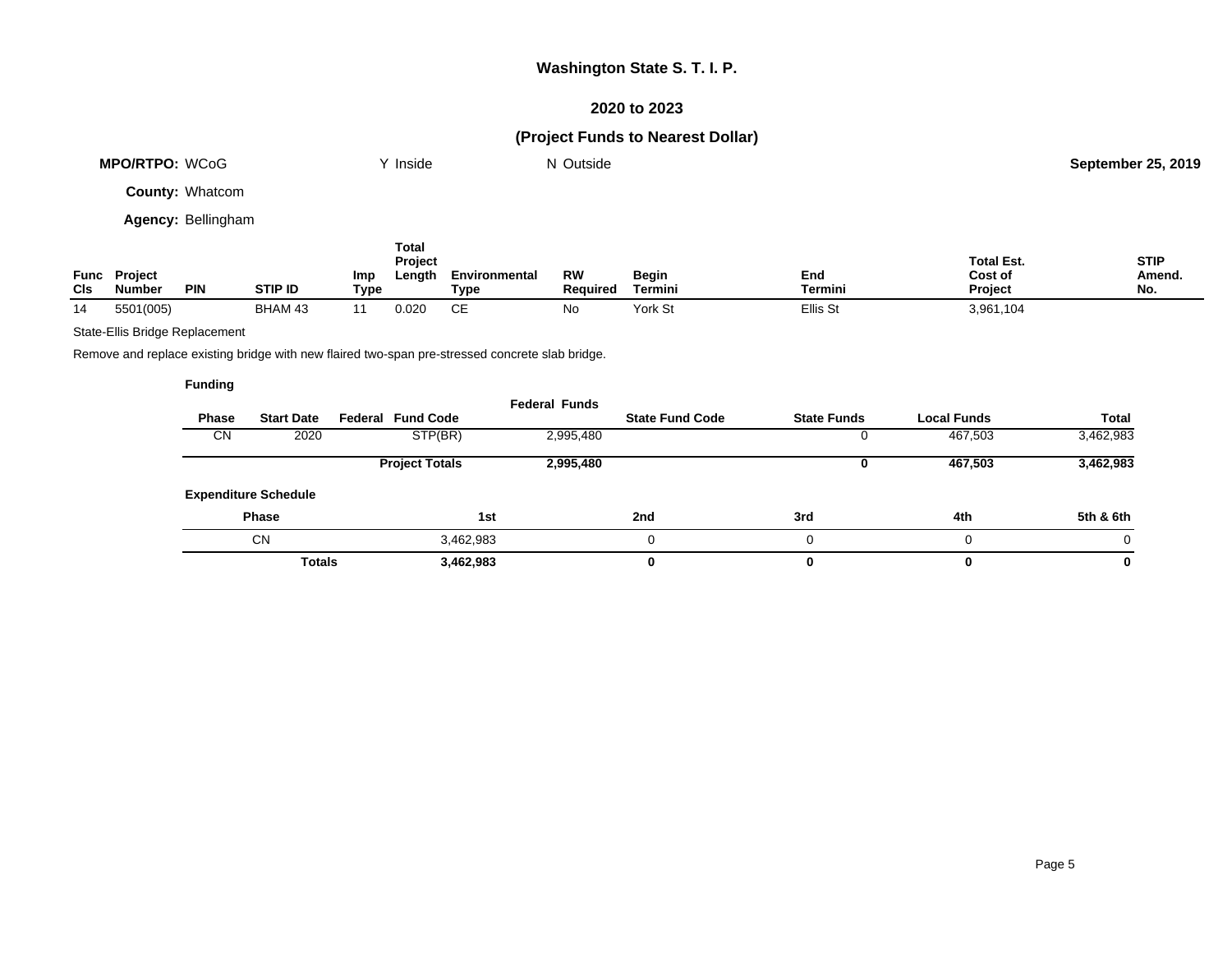# Washington State S. T. I. P.

## 2020 to 2023

## (Project Funds to Nearest Dollar)

**MPO/RTPO:** WCoG Y Inside N Outside **September 25, 2019**

**County:** Whatcom

**Agency:** Bellingham

| Func Cls | Project Number | PIN | STIP ID | Imp Type | Total Project Length | Environmental Type | RW Required | Begin Termini | End Termini | Total Est. Cost of Project | STIP Amend. No. |
|---|---|---|---|---|---|---|---|---|---|---|---|
| 14 | 5501(005) | | BHAM 43 | 11 | 0.020 | CE | No | York St | Ellis St | 3,961,104 | |

State-Ellis Bridge Replacement

Remove and replace existing bridge with new flaired two-span pre-stressed concrete slab bridge.

**Funding**

| Phase | Start Date | Federal Fund Code | Federal Funds | State Fund Code | State Funds | Local Funds | Total |
|---|---|---|---|---|---|---|---|
| CN | 2020 | STP(BR) | 2,995,480 | | 0 | 467,503 | 3,462,983 |
| | | **Project Totals** | **2,995,480** | | **0** | **467,503** | **3,462,983** |

**Expenditure Schedule**

| Phase | 1st | 2nd | 3rd | 4th | 5th & 6th |
|---|---|---|---|---|---|
| CN | 3,462,983 | 0 | 0 | 0 | 0 |
| **Totals** | **3,462,983** | **0** | **0** | **0** | **0** |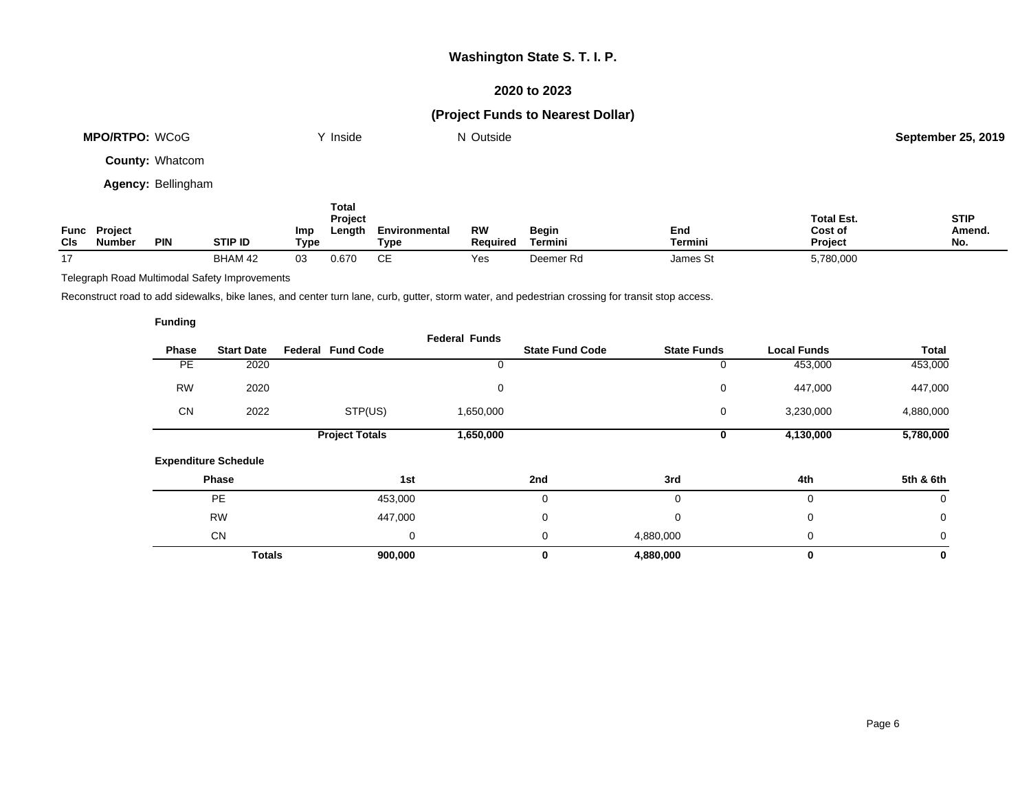# Washington State S. T. I. P.

## 2020 to 2023

## (Project Funds to Nearest Dollar)

**MPO/RTPO:** WCoG    Y Inside    N Outside    **September 25, 2019**

**County:** Whatcom

**Agency:** Bellingham

| Func Cls | Project Number | PIN | STIP ID | Imp Type | Total Project Length | Environmental Type | RW Required | Begin Termini | End Termini | Total Est. Cost of Project | STIP Amend. No. |
|---|---|---|---|---|---|---|---|---|---|---|---|
| 17 | | | BHAM 42 | 03 | 0.670 | CE | Yes | Deemer Rd | James St | 5,780,000 | |

Telegraph Road Multimodal Safety Improvements

Reconstruct road to add sidewalks, bike lanes, and center turn lane, curb, gutter, storm water, and pedestrian crossing for transit stop access.

**Funding**

| Phase | Start Date | Federal Fund Code | Federal Funds | State Fund Code | State Funds | Local Funds | Total |
|---|---|---|---|---|---|---|---|
| PE | 2020 | | 0 | | 0 | 453,000 | 453,000 |
| RW | 2020 | | 0 | | 0 | 447,000 | 447,000 |
| CN | 2022 | STP(US) | 1,650,000 | | 0 | 3,230,000 | 4,880,000 |
| | | **Project Totals** | **1,650,000** | | **0** | **4,130,000** | **5,780,000** |

**Expenditure Schedule**

| Phase | 1st | 2nd | 3rd | 4th | 5th & 6th |
|---|---|---|---|---|---|
| PE | 453,000 | 0 | 0 | 0 | 0 |
| RW | 447,000 | 0 | 0 | 0 | 0 |
| CN | 0 | 0 | 4,880,000 | 0 | 0 |
| **Totals** | **900,000** | **0** | **4,880,000** | **0** | **0** |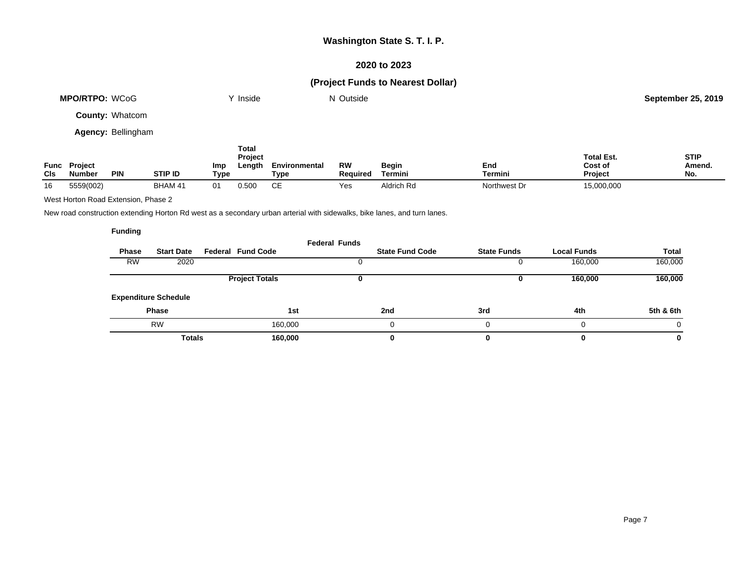# Washington State S. T. I. P.

## 2020 to 2023

## (Project Funds to Nearest Dollar)

**MPO/RTPO:** WCoG Y Inside N Outside **September 25, 2019**

**County:** Whatcom

**Agency:** Bellingham

| Func Cls | Project Number | PIN | STIP ID | Imp Type | Total Project Length | Environmental Type | RW Required | Begin Termini | End Termini | Total Est. Cost of Project | STIP Amend. No. |
|---|---|---|---|---|---|---|---|---|---|---|---|
| 16 | 5559(002) | | BHAM 41 | 01 | 0.500 | CE | Yes | Aldrich Rd | Northwest Dr | 15,000,000 | |

West Horton Road Extension, Phase 2

New road construction extending Horton Rd west as a secondary urban arterial with sidewalks, bike lanes, and turn lanes.

**Funding**

| Phase | Start Date | Federal Fund Code | Federal Funds | State Fund Code | State Funds | Local Funds | Total |
|---|---|---|---|---|---|---|---|
| RW | 2020 | | 0 | | 0 | 160,000 | 160,000 |
| | | **Project Totals** | **0** | | **0** | **160,000** | **160,000** |

**Expenditure Schedule**

| Phase | 1st | 2nd | 3rd | 4th | 5th & 6th |
|---|---|---|---|---|---|
| RW | 160,000 | 0 | 0 | 0 | 0 |
| **Totals** | **160,000** | **0** | **0** | **0** | **0** |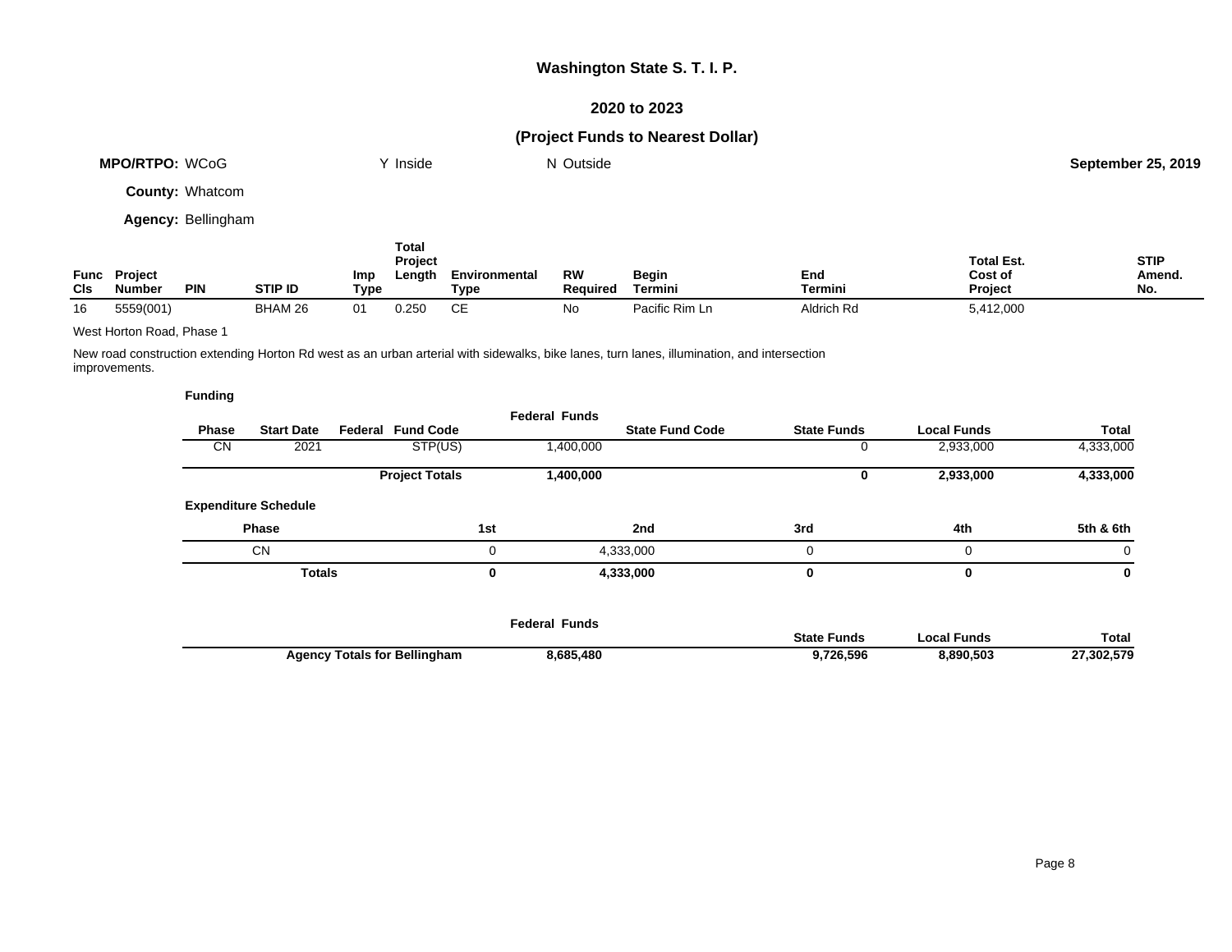# Washington State S. T. I. P.

## 2020 to 2023

## (Project Funds to Nearest Dollar)

**MPO/RTPO:** WCoG &nbsp;&nbsp;&nbsp; Y Inside &nbsp;&nbsp;&nbsp; N Outside &nbsp;&nbsp;&nbsp; **September 25, 2019**

**County:** Whatcom

**Agency:** Bellingham

| Func Cls | Project Number | PIN | STIP ID | Imp Type | Total Project Length | Environmental Type | RW Required | Begin Termini | End Termini | Total Est. Cost of Project | STIP Amend. No. |
|---|---|---|---|---|---|---|---|---|---|---|---|
| 16 | 5559(001) | | BHAM 26 | 01 | 0.250 | CE | No | Pacific Rim Ln | Aldrich Rd | 5,412,000 | |

West Horton Road, Phase 1

New road construction extending Horton Rd west as an urban arterial with sidewalks, bike lanes, turn lanes, illumination, and intersection improvements.

**Funding**

| Phase | Start Date | Federal Fund Code | Federal Funds | State Fund Code | State Funds | Local Funds | Total |
|---|---|---|---|---|---|---|---|
| CN | 2021 | STP(US) | 1,400,000 | | 0 | 2,933,000 | 4,333,000 |
| | | **Project Totals** | **1,400,000** | | **0** | **2,933,000** | **4,333,000** |

**Expenditure Schedule**

| Phase | 1st | 2nd | 3rd | 4th | 5th & 6th |
|---|---|---|---|---|---|
| CN | 0 | 4,333,000 | 0 | 0 | 0 |
| **Totals** | **0** | **4,333,000** | **0** | **0** | **0** |

| | Federal Funds | State Funds | Local Funds | Total |
|---|---|---|---|---|
| **Agency Totals for Bellingham** | **8,685,480** | **9,726,596** | **8,890,503** | **27,302,579** |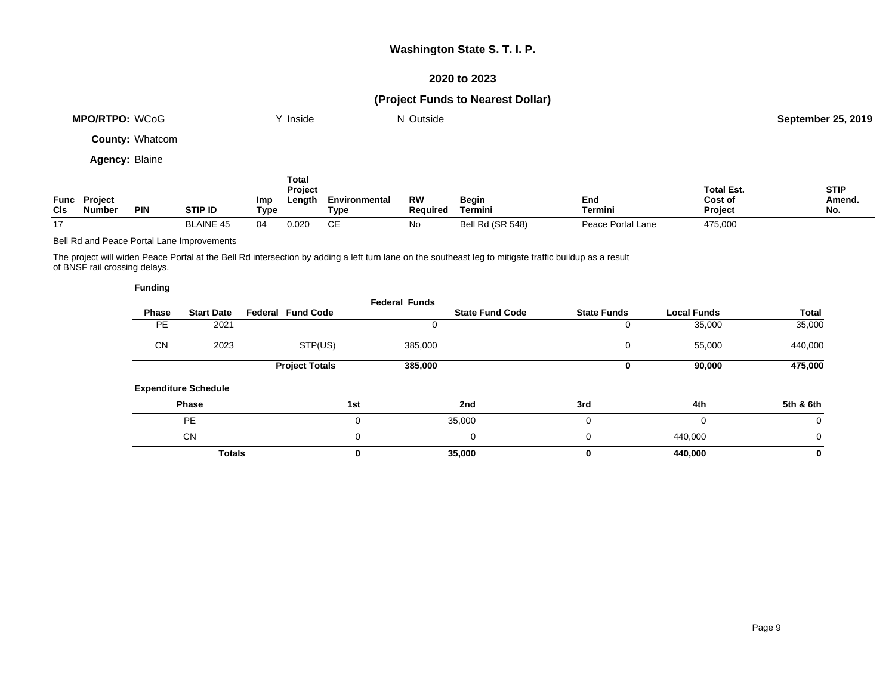## Washington State S. T. I. P.

### 2020 to 2023

### (Project Funds to Nearest Dollar)

**MPO/RTPO:** WCoG Y Inside N Outside **September 25, 2019**

**County:** Whatcom

**Agency:** Blaine

| Func Cls | Project Number | PIN | STIP ID | Imp Type | Total Project Length | Environmental Type | RW Required | Begin Termini | End Termini | Total Est. Cost of Project | STIP Amend. No. |
|---|---|---|---|---|---|---|---|---|---|---|---|
| 17 | | | BLAINE 45 | 04 | 0.020 | CE | No | Bell Rd (SR 548) | Peace Portal Lane | 475,000 | |

Bell Rd and Peace Portal Lane Improvements

The project will widen Peace Portal at the Bell Rd intersection by adding a left turn lane on the southeast leg to mitigate traffic buildup as a result of BNSF rail crossing delays.

**Funding**

| Phase | Start Date | Federal Fund Code | Federal Funds | State Fund Code | State Funds | Local Funds | Total |
|---|---|---|---|---|---|---|---|
| PE | 2021 | | 0 | | 0 | 35,000 | 35,000 |
| CN | 2023 | STP(US) | 385,000 | | 0 | 55,000 | 440,000 |
| | | **Project Totals** | **385,000** | | **0** | **90,000** | **475,000** |

**Expenditure Schedule**

| Phase | 1st | 2nd | 3rd | 4th | 5th & 6th |
|---|---|---|---|---|---|
| PE | 0 | 35,000 | 0 | 0 | 0 |
| CN | 0 | 0 | 0 | 440,000 | 0 |
| **Totals** | **0** | **35,000** | **0** | **440,000** | **0** |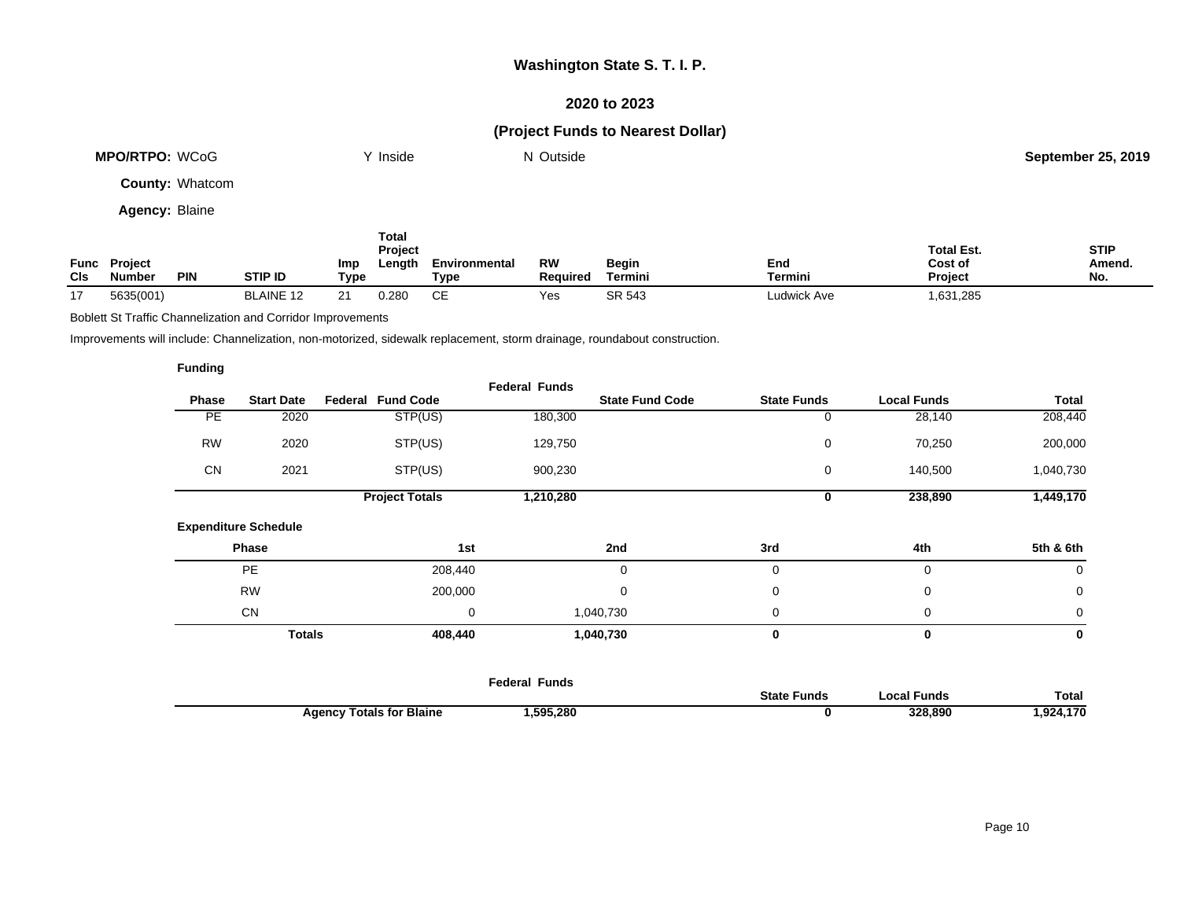# Washington State S. T. I. P.

## 2020 to 2023

## (Project Funds to Nearest Dollar)

**MPO/RTPO:** WCoG   Y Inside   N Outside   **September 25, 2019**

**County:** Whatcom

**Agency:** Blaine

| Func Cls | Project Number | PIN | STIP ID | Imp Type | Total Project Length | Environmental Type | RW Required | Begin Termini | End Termini | Total Est. Cost of Project | STIP Amend. No. |
|---|---|---|---|---|---|---|---|---|---|---|---|
| 17 | 5635(001) | | BLAINE 12 | 21 | 0.280 | CE | Yes | SR 543 | Ludwick Ave | 1,631,285 | |

Boblett St Traffic Channelization and Corridor Improvements

Improvements will include: Channelization, non-motorized, sidewalk replacement, storm drainage, roundabout construction.

**Funding**

| Phase | Start Date | Federal Fund Code | Federal Funds | State Fund Code | State Funds | Local Funds | Total |
|---|---|---|---|---|---|---|---|
| PE | 2020 | STP(US) | 180,300 | | 0 | 28,140 | 208,440 |
| RW | 2020 | STP(US) | 129,750 | | 0 | 70,250 | 200,000 |
| CN | 2021 | STP(US) | 900,230 | | 0 | 140,500 | 1,040,730 |
| | | **Project Totals** | **1,210,280** | | **0** | **238,890** | **1,449,170** |

**Expenditure Schedule**

| Phase | 1st | 2nd | 3rd | 4th | 5th & 6th |
|---|---|---|---|---|---|
| PE | 208,440 | 0 | 0 | 0 | 0 |
| RW | 200,000 | 0 | 0 | 0 | 0 |
| CN | 0 | 1,040,730 | 0 | 0 | 0 |
| **Totals** | **408,440** | **1,040,730** | **0** | **0** | **0** |

| | Federal Funds | State Funds | Local Funds | Total |
|---|---|---|---|---|
| **Agency Totals for Blaine** | **1,595,280** | **0** | **328,890** | **1,924,170** |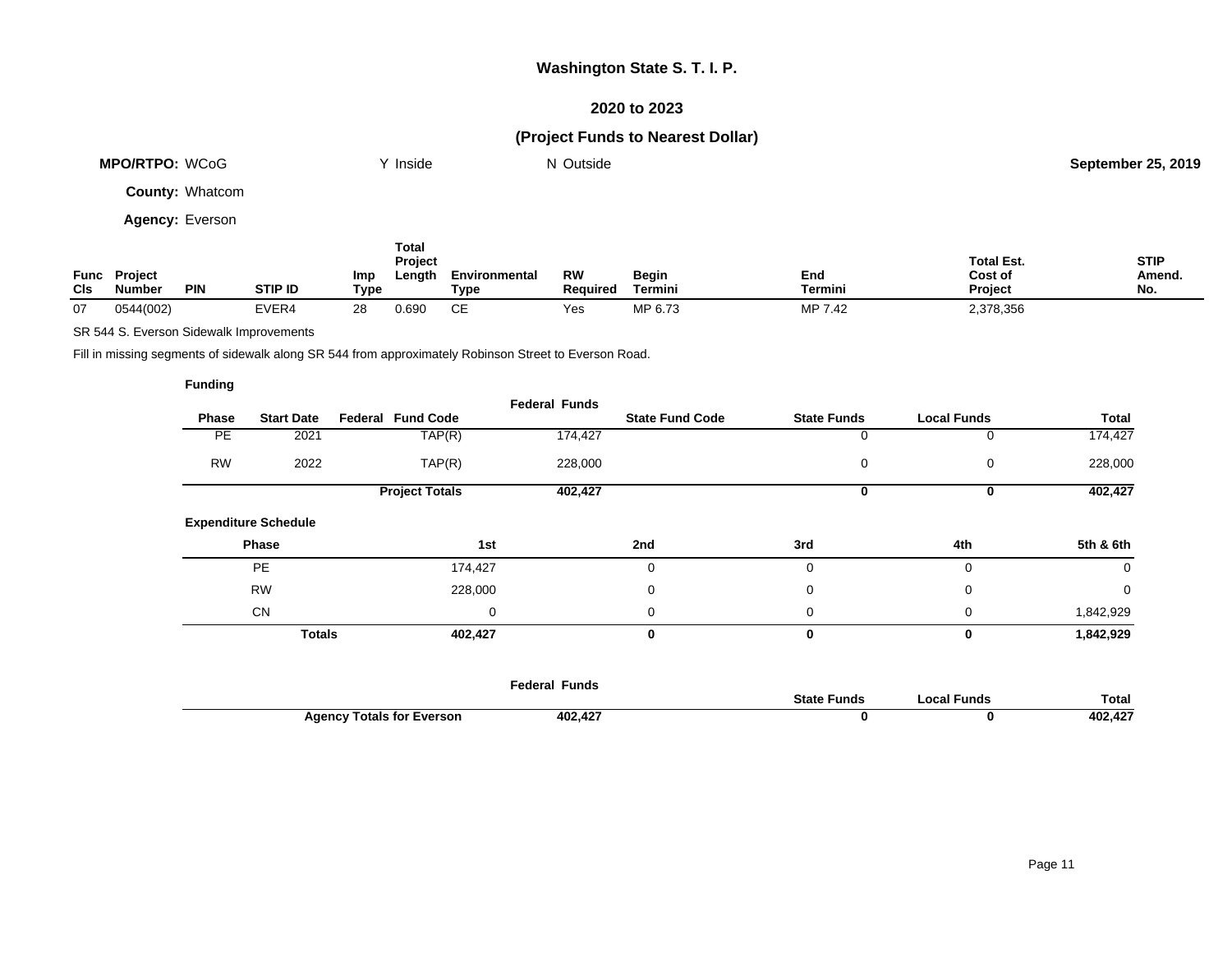# Washington State S. T. I. P.

## 2020 to 2023

## (Project Funds to Nearest Dollar)

**MPO/RTPO:** WCoG Y Inside N Outside **September 25, 2019**

**County:** Whatcom

**Agency:** Everson

| Func Cls | Project Number | PIN | STIP ID | Imp Type | Total Project Length | Environmental Type | RW Required | Begin Termini | End Termini | Total Est. Cost of Project | STIP Amend. No. |
|---|---|---|---|---|---|---|---|---|---|---|---|
| 07 | 0544(002) | | EVER4 | 28 | 0.690 | CE | Yes | MP 6.73 | MP 7.42 | 2,378,356 | |

SR 544 S. Everson Sidewalk Improvements

Fill in missing segments of sidewalk along SR 544 from approximately Robinson Street to Everson Road.

**Funding**

| Phase | Start Date | Federal Fund Code | Federal Funds | State Fund Code | State Funds | Local Funds | Total |
|---|---|---|---|---|---|---|---|
| PE | 2021 | TAP(R) | 174,427 | | 0 | 0 | 174,427 |
| RW | 2022 | TAP(R) | 228,000 | | 0 | 0 | 228,000 |
| | | **Project Totals** | **402,427** | | **0** | **0** | **402,427** |

**Expenditure Schedule**

| Phase | 1st | 2nd | 3rd | 4th | 5th & 6th |
|---|---|---|---|---|---|
| PE | 174,427 | 0 | 0 | 0 | 0 |
| RW | 228,000 | 0 | 0 | 0 | 0 |
| CN | 0 | 0 | 0 | 0 | 1,842,929 |
| **Totals** | **402,427** | **0** | **0** | **0** | **1,842,929** |

| | Federal Funds | State Funds | Local Funds | Total |
|---|---|---|---|---|
| **Agency Totals for Everson** | **402,427** | **0** | **0** | **402,427** |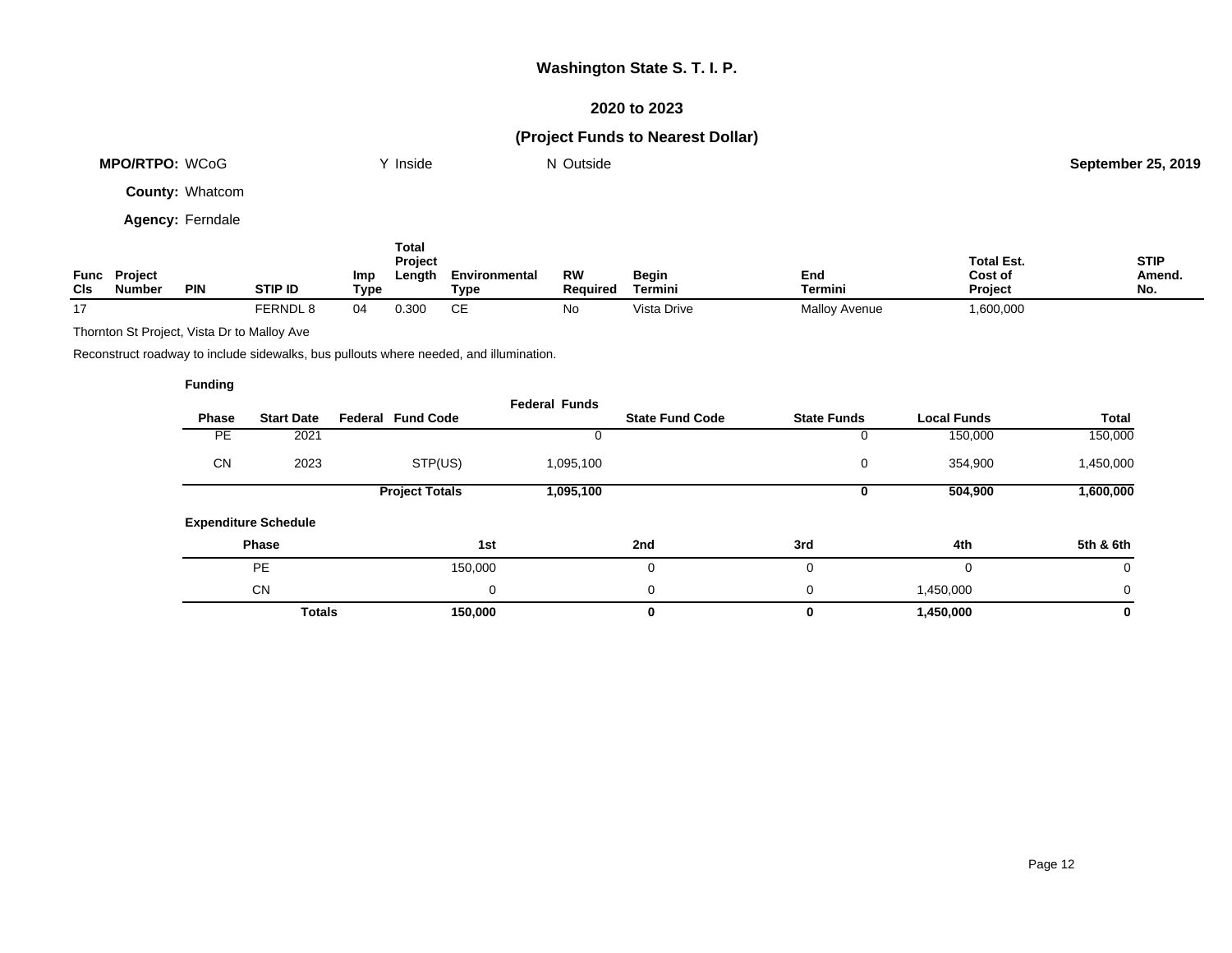# Washington State S. T. I. P.

## 2020 to 2023

## (Project Funds to Nearest Dollar)

**MPO/RTPO:** WCoG          Y Inside          N Outside          **September 25, 2019**

**County:** Whatcom

**Agency:** Ferndale

| Func Cls | Project Number | PIN | STIP ID | Imp Type | Total Project Length | Environmental Type | RW Required | Begin Termini | End Termini | Total Est. Cost of Project | STIP Amend. No. |
|---|---|---|---|---|---|---|---|---|---|---|---|
| 17 | | | FERNDL 8 | 04 | 0.300 | CE | No | Vista Drive | Malloy Avenue | 1,600,000 | |

Thornton St Project, Vista Dr to Malloy Ave

Reconstruct roadway to include sidewalks, bus pullouts where needed, and illumination.

**Funding**

| Phase | Start Date | Federal Fund Code | Federal Funds | State Fund Code | State Funds | Local Funds | Total |
|---|---|---|---|---|---|---|---|
| PE | 2021 | | 0 | | 0 | 150,000 | 150,000 |
| CN | 2023 | STP(US) | 1,095,100 | | 0 | 354,900 | 1,450,000 |
| | | **Project Totals** | **1,095,100** | | **0** | **504,900** | **1,600,000** |

**Expenditure Schedule**

| Phase | 1st | 2nd | 3rd | 4th | 5th & 6th |
|---|---|---|---|---|---|
| PE | 150,000 | 0 | 0 | 0 | 0 |
| CN | 0 | 0 | 0 | 1,450,000 | 0 |
| **Totals** | **150,000** | **0** | **0** | **1,450,000** | **0** |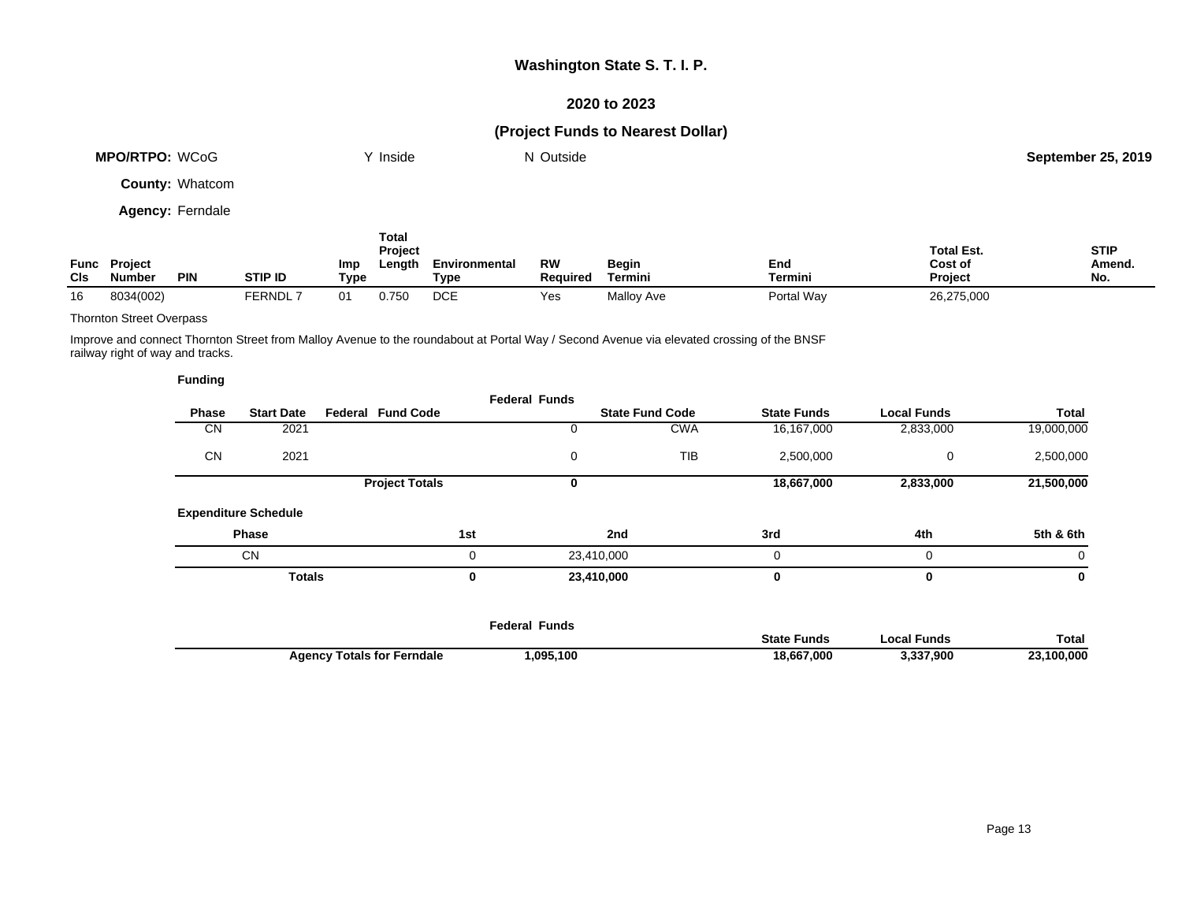# Washington State S. T. I. P.

## 2020 to 2023

## (Project Funds to Nearest Dollar)

**MPO/RTPO:** WCoG  Y Inside  N Outside  **September 25, 2019**

**County:** Whatcom

**Agency:** Ferndale

| Func Cls | Project Number | PIN | STIP ID | Imp Type | Total Project Length | Environmental Type | RW Required | Begin Termini | End Termini | Total Est. Cost of Project | STIP Amend. No. |
|---|---|---|---|---|---|---|---|---|---|---|---|
| 16 | 8034(002) | | FERNDL 7 | 01 | 0.750 | DCE | Yes | Malloy Ave | Portal Way | 26,275,000 | |

Thornton Street Overpass

Improve and connect Thornton Street from Malloy Avenue to the roundabout at Portal Way / Second Avenue via elevated crossing of the BNSF railway right of way and tracks.

**Funding**

| Phase | Start Date | Federal Fund Code | Federal Funds | State Fund Code | State Funds | Local Funds | Total |
|---|---|---|---|---|---|---|---|
| CN | 2021 | | 0 | CWA | 16,167,000 | 2,833,000 | 19,000,000 |
| CN | 2021 | | 0 | TIB | 2,500,000 | 0 | 2,500,000 |
| | | **Project Totals** | **0** | | **18,667,000** | **2,833,000** | **21,500,000** |

**Expenditure Schedule**

| Phase | 1st | 2nd | 3rd | 4th | 5th & 6th |
|---|---|---|---|---|---|
| CN | 0 | 23,410,000 | 0 | 0 | 0 |
| **Totals** | **0** | **23,410,000** | **0** | **0** | **0** |

| | Federal Funds | State Funds | Local Funds | Total |
|---|---|---|---|---|
| **Agency Totals for Ferndale** | **1,095,100** | **18,667,000** | **3,337,900** | **23,100,000** |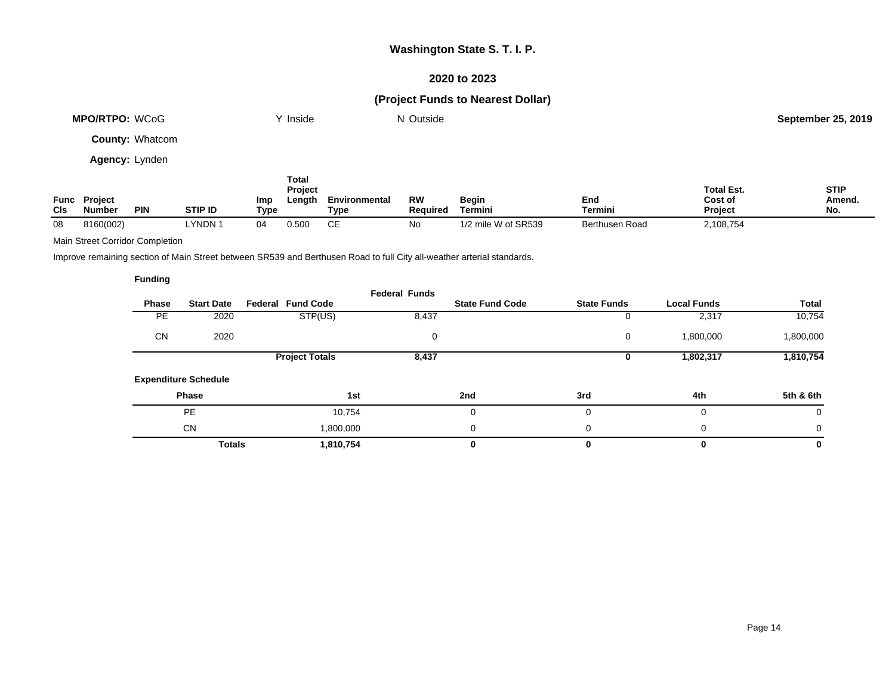# Washington State S. T. I. P.

## 2020 to 2023

## (Project Funds to Nearest Dollar)

**MPO/RTPO:** WCoG    Y Inside    N Outside    **September 25, 2019**

**County:** Whatcom

**Agency:** Lynden

| Func Cls | Project Number | PIN | STIP ID | Imp Type | Total Project Length | Environmental Type | RW Required | Begin Termini | End Termini | Total Est. Cost of Project | STIP Amend. No. |
|---|---|---|---|---|---|---|---|---|---|---|---|
| 08 | 8160(002) | | LYNDN 1 | 04 | 0.500 | CE | No | 1/2 mile W of SR539 | Berthusen Road | 2,108,754 | |

Main Street Corridor Completion

Improve remaining section of Main Street between SR539 and Berthusen Road to full City all-weather arterial standards.

**Funding**

| Phase | Start Date | Federal Fund Code | Federal Funds | State Fund Code | State Funds | Local Funds | Total |
|---|---|---|---|---|---|---|---|
| PE | 2020 | STP(US) | 8,437 | | 0 | 2,317 | 10,754 |
| CN | 2020 | | 0 | | 0 | 1,800,000 | 1,800,000 |
| | | **Project Totals** | **8,437** | | **0** | **1,802,317** | **1,810,754** |

**Expenditure Schedule**

| Phase | 1st | 2nd | 3rd | 4th | 5th & 6th |
|---|---|---|---|---|---|
| PE | 10,754 | 0 | 0 | 0 | 0 |
| CN | 1,800,000 | 0 | 0 | 0 | 0 |
| **Totals** | **1,810,754** | **0** | **0** | **0** | **0** |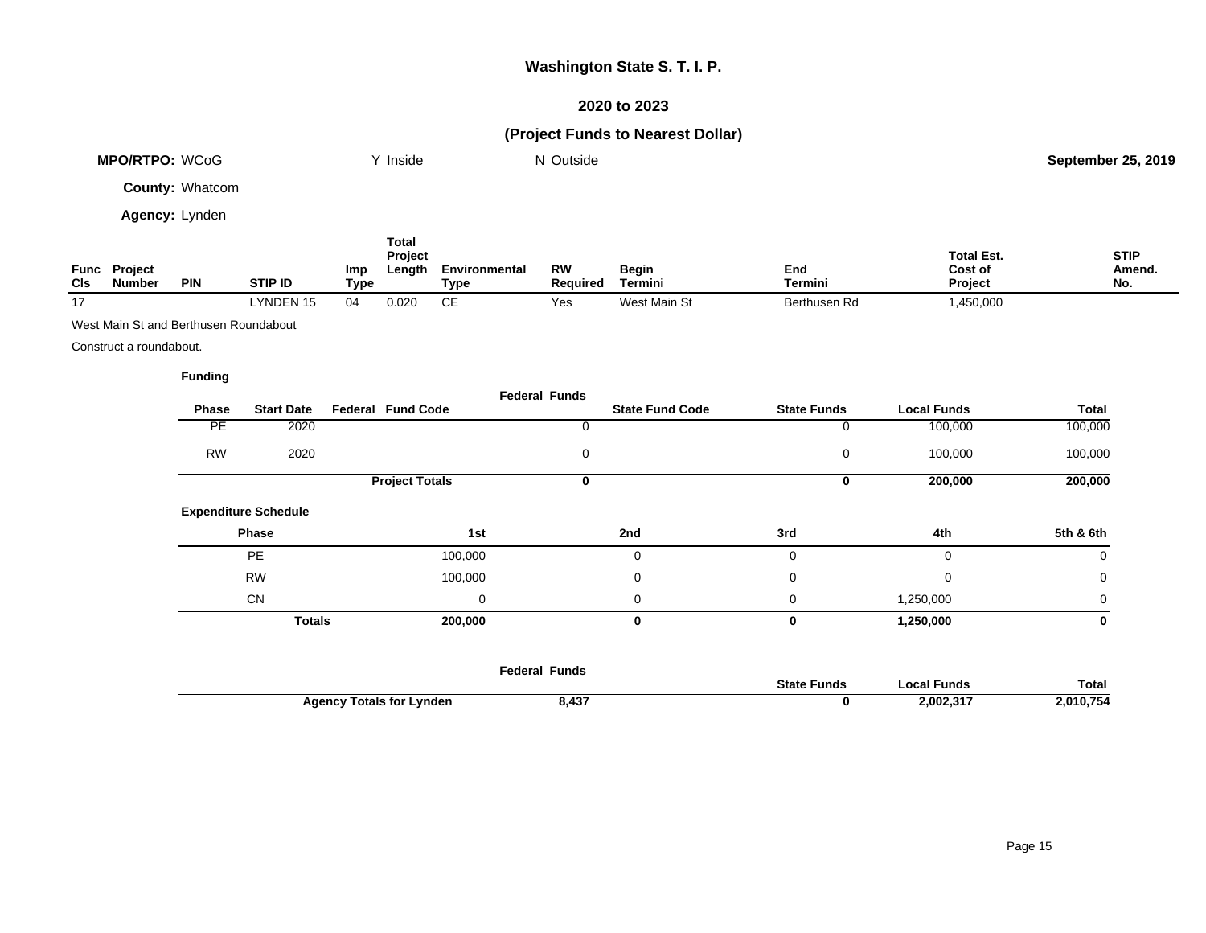# Washington State S. T. I. P.

## 2020 to 2023

## (Project Funds to Nearest Dollar)

**MPO/RTPO:** WCoG &nbsp;&nbsp;&nbsp;&nbsp; Y Inside &nbsp;&nbsp;&nbsp;&nbsp; N Outside &nbsp;&nbsp;&nbsp;&nbsp; **September 25, 2019**

**County:** Whatcom

**Agency:** Lynden

| Func Cls | Project Number | PIN | STIP ID | Imp Type | Total Project Length | Environmental Type | RW Required | Begin Termini | End Termini | Total Est. Cost of Project | STIP Amend. No. |
|---|---|---|---|---|---|---|---|---|---|---|---|
| 17 | | | LYNDEN 15 | 04 | 0.020 | CE | Yes | West Main St | Berthusen Rd | 1,450,000 | |

West Main St and Berthusen Roundabout

Construct a roundabout.

**Funding**

| Phase | Start Date | Federal Fund Code | Federal Funds | State Fund Code | State Funds | Local Funds | Total |
|---|---|---|---|---|---|---|---|
| PE | 2020 | | 0 | | 0 | 100,000 | 100,000 |
| RW | 2020 | | 0 | | 0 | 100,000 | 100,000 |
| | | **Project Totals** | **0** | | **0** | **200,000** | **200,000** |

**Expenditure Schedule**

| Phase | 1st | 2nd | 3rd | 4th | 5th & 6th |
|---|---|---|---|---|---|
| PE | 100,000 | 0 | 0 | 0 | 0 |
| RW | 100,000 | 0 | 0 | 0 | 0 |
| CN | 0 | 0 | 0 | 1,250,000 | 0 |
| **Totals** | **200,000** | **0** | **0** | **1,250,000** | **0** |

| | Federal Funds | State Funds | Local Funds | Total |
|---|---|---|---|---|
| **Agency Totals for Lynden** | **8,437** | **0** | **2,002,317** | **2,010,754** |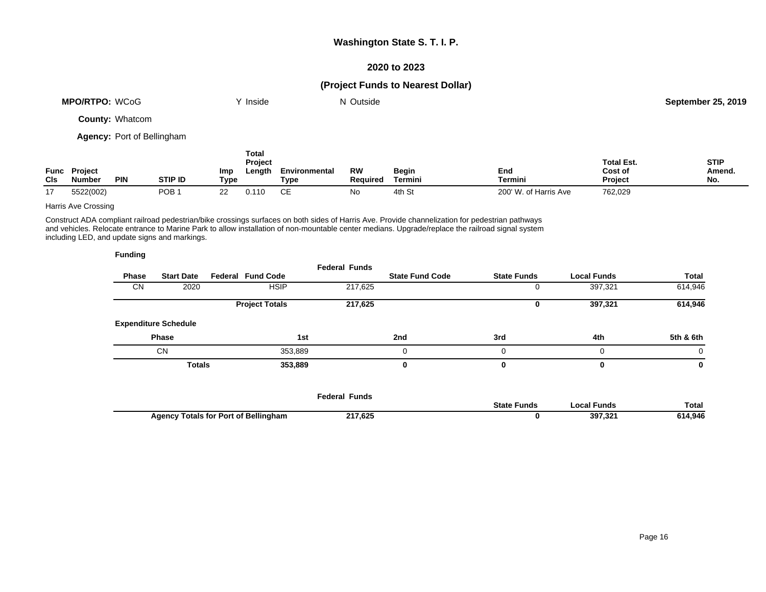# Washington State S. T. I. P.

## 2020 to 2023

## (Project Funds to Nearest Dollar)

**MPO/RTPO:** WCoG     Y Inside     N Outside     **September 25, 2019**

**County:** Whatcom

**Agency:** Port of Bellingham

| Func Cls | Project Number | PIN | STIP ID | Imp Type | Total Project Length | Environmental Type | RW Required | Begin Termini | End Termini | Total Est. Cost of Project | STIP Amend. No. |
|---|---|---|---|---|---|---|---|---|---|---|---|
| 17 | 5522(002) | | POB 1 | 22 | 0.110 | CE | No | 4th St | 200' W. of Harris Ave | 762,029 | |

Harris Ave Crossing

Construct ADA compliant railroad pedestrian/bike crossings surfaces on both sides of Harris Ave. Provide channelization for pedestrian pathways and vehicles. Relocate entrance to Marine Park to allow installation of non-mountable center medians. Upgrade/replace the railroad signal system including LED, and update signs and markings.

**Funding**

| Phase | Start Date | Federal Fund Code | Federal Funds | State Fund Code | State Funds | Local Funds | Total |
|---|---|---|---|---|---|---|---|
| CN | 2020 | HSIP | 217,625 | | 0 | 397,321 | 614,946 |
| | | **Project Totals** | **217,625** | | **0** | **397,321** | **614,946** |

**Expenditure Schedule**

| Phase | 1st | 2nd | 3rd | 4th | 5th & 6th |
|---|---|---|---|---|---|
| CN | 353,889 | 0 | 0 | 0 | 0 |
| **Totals** | **353,889** | **0** | **0** | **0** | **0** |

| | Federal Funds | State Funds | Local Funds | Total |
|---|---|---|---|---|
| **Agency Totals for Port of Bellingham** | **217,625** | **0** | **397,321** | **614,946** |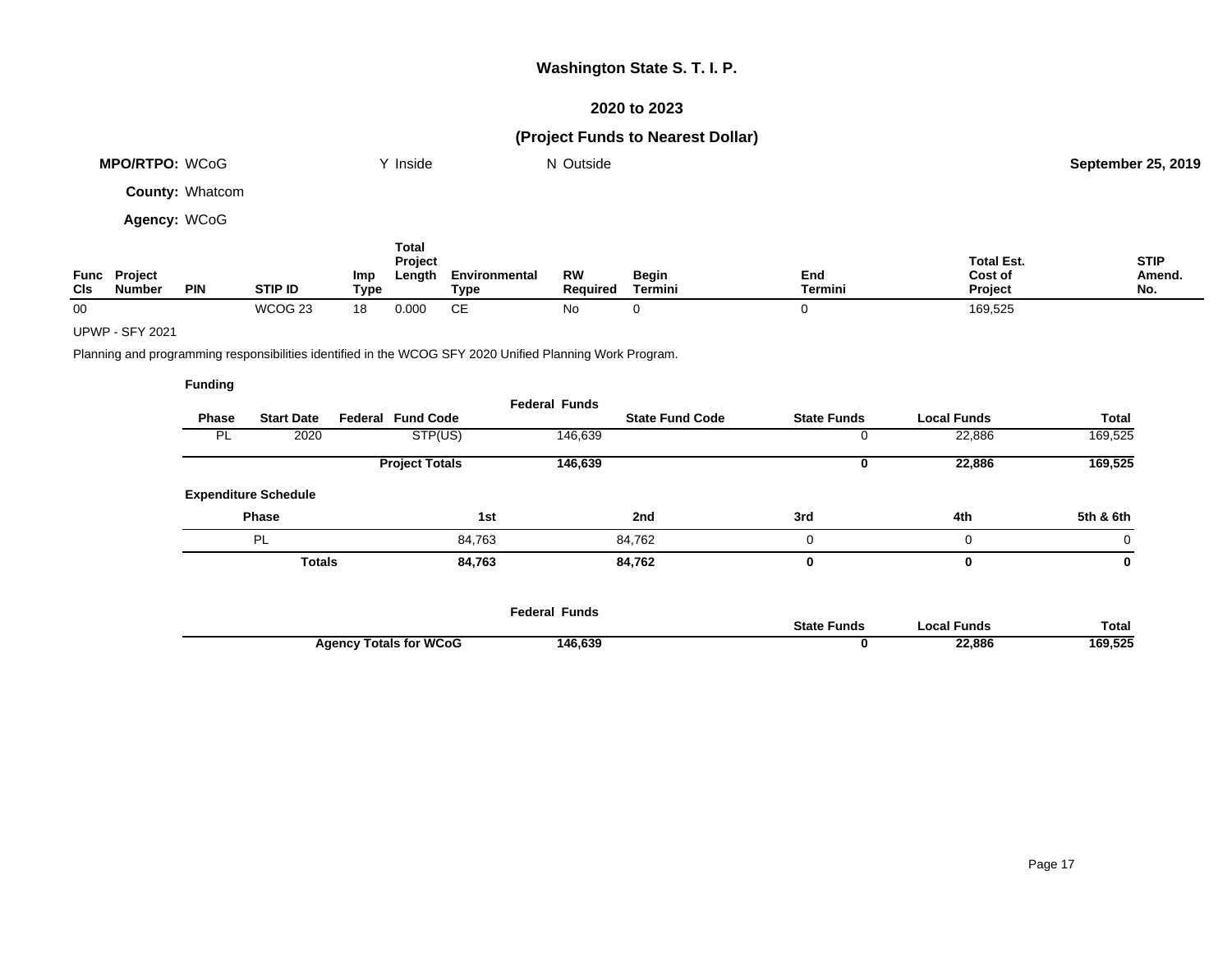## Washington State S. T. I. P.

## 2020 to 2023

## (Project Funds to Nearest Dollar)

**MPO/RTPO:** WCoG Y Inside N Outside **September 25, 2019**

**County:** Whatcom

**Agency:** WCoG

| Func Cls | Project Number | PIN | STIP ID | Imp Type | Total Project Length | Environmental Type | RW Required | Begin Termini | End Termini | Total Est. Cost of Project | STIP Amend. No. |
|---|---|---|---|---|---|---|---|---|---|---|---|
| 00 | | | WCOG 23 | 18 | 0.000 | CE | No | 0 | 0 | 169,525 | |

UPWP - SFY 2021

Planning and programming responsibilities identified in the WCOG SFY 2020 Unified Planning Work Program.

**Funding**

| Phase | Start Date | Federal Fund Code | Federal Funds | State Fund Code | State Funds | Local Funds | Total |
|---|---|---|---|---|---|---|---|
| PL | 2020 | STP(US) | 146,639 | | 0 | 22,886 | 169,525 |
| | | **Project Totals** | **146,639** | | **0** | **22,886** | **169,525** |

**Expenditure Schedule**

| Phase | 1st | 2nd | 3rd | 4th | 5th & 6th |
|---|---|---|---|---|---|
| PL | 84,763 | 84,762 | 0 | 0 | 0 |
| **Totals** | **84,763** | **84,762** | **0** | **0** | **0** |

| | Federal Funds | State Funds | Local Funds | Total |
|---|---|---|---|---|
| **Agency Totals for WCoG** | **146,639** | **0** | **22,886** | **169,525** |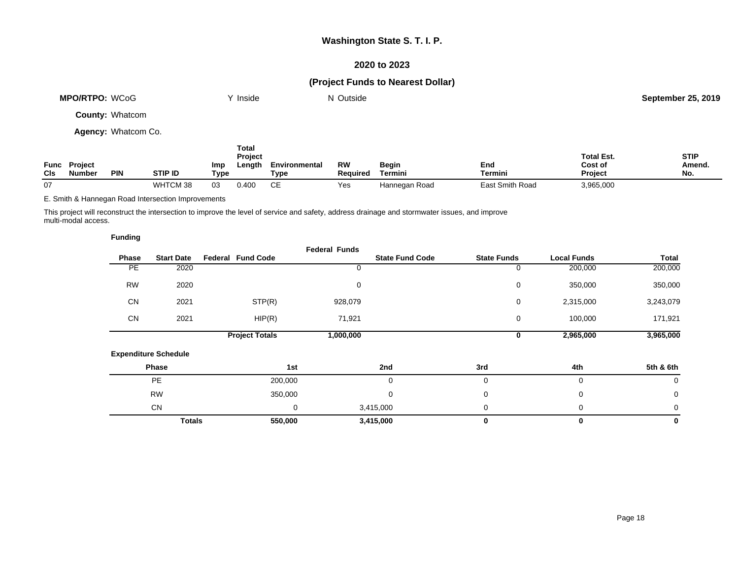## Washington State S. T. I. P.

## 2020 to 2023

## (Project Funds to Nearest Dollar)

**MPO/RTPO:** WCoG Y Inside N Outside **September 25, 2019**

**County:** Whatcom

**Agency:** Whatcom Co.

| Func Cls | Project Number | PIN | STIP ID | Imp Type | Total Project Length | Environmental Type | RW Required | Begin Termini | End Termini | Total Est. Cost of Project | STIP Amend. No. |
|---|---|---|---|---|---|---|---|---|---|---|---|
| 07 | | | WHTCM 38 | 03 | 0.400 | CE | Yes | Hannegan Road | East Smith Road | 3,965,000 | |

E. Smith & Hannegan Road Intersection Improvements

This project will reconstruct the intersection to improve the level of service and safety, address drainage and stormwater issues, and improve multi-modal access.

**Funding**

| Phase | Start Date | Federal Fund Code | Federal Funds | State Fund Code | State Funds | Local Funds | Total |
|---|---|---|---|---|---|---|---|
| PE | 2020 | | 0 | | 0 | 200,000 | 200,000 |
| RW | 2020 | | 0 | | 0 | 350,000 | 350,000 |
| CN | 2021 | STP(R) | 928,079 | | 0 | 2,315,000 | 3,243,079 |
| CN | 2021 | HIP(R) | 71,921 | | 0 | 100,000 | 171,921 |
| | | **Project Totals** | **1,000,000** | | **0** | **2,965,000** | **3,965,000** |

**Expenditure Schedule**

| Phase | 1st | 2nd | 3rd | 4th | 5th & 6th |
|---|---|---|---|---|---|
| PE | 200,000 | 0 | 0 | 0 | 0 |
| RW | 350,000 | 0 | 0 | 0 | 0 |
| CN | 0 | 3,415,000 | 0 | 0 | 0 |
| **Totals** | **550,000** | **3,415,000** | **0** | **0** | **0** |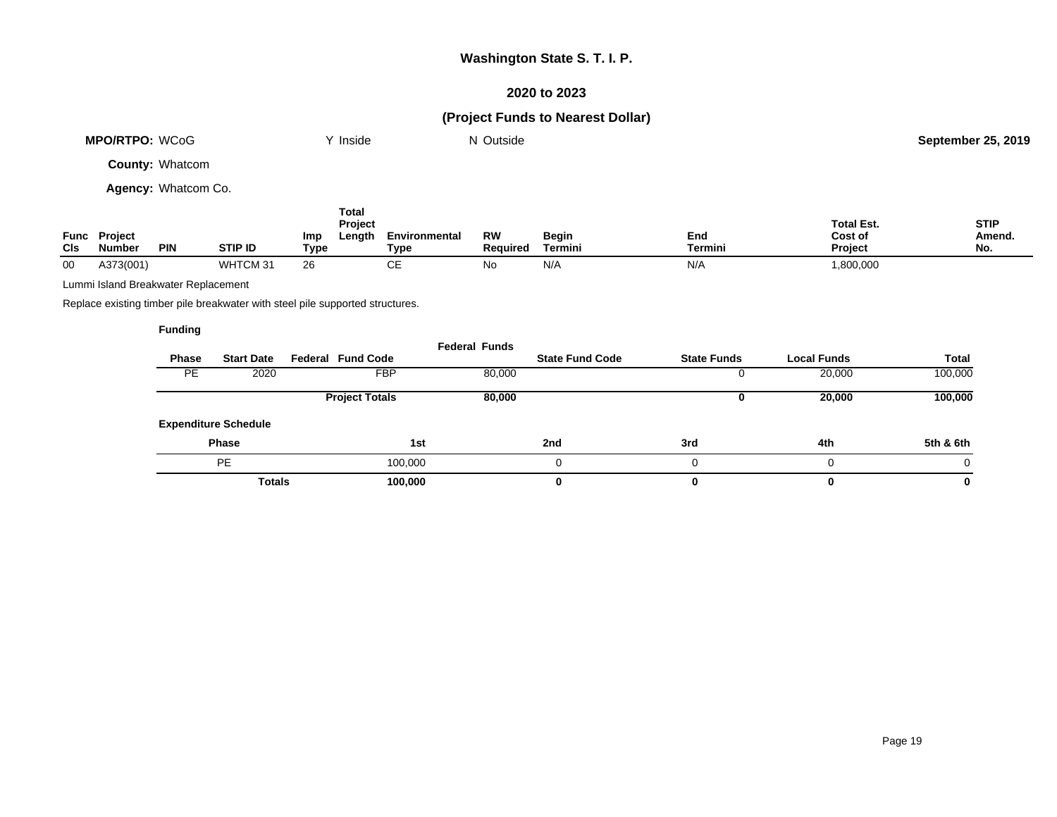**Washington State S. T. I. P.**

**2020 to 2023**

**(Project Funds to Nearest Dollar)**

**MPO/RTPO:** WCoG Y Inside N Outside **September 25, 2019**

**County:** Whatcom

**Agency:** Whatcom Co.

| Func Cls | Project Number | PIN | STIP ID | Imp Type | Total Project Length | Environmental Type | RW Required | Begin Termini | End Termini | Total Est. Cost of Project | STIP Amend. No. |
|---|---|---|---|---|---|---|---|---|---|---|---|
| 00 | A373(001) | | WHTCM 31 | 26 | | CE | No | N/A | N/A | 1,800,000 | |

Lummi Island Breakwater Replacement

Replace existing timber pile breakwater with steel pile supported structures.

**Funding**

| Phase | Start Date | Federal Fund Code | Federal Funds | State Fund Code | State Funds | Local Funds | Total |
|---|---|---|---|---|---|---|---|
| PE | 2020 | FBP | 80,000 | | 0 | 20,000 | 100,000 |
| | | **Project Totals** | **80,000** | | **0** | **20,000** | **100,000** |

**Expenditure Schedule**

| Phase | 1st | 2nd | 3rd | 4th | 5th & 6th |
|---|---|---|---|---|---|
| PE | 100,000 | 0 | 0 | 0 | 0 |
| **Totals** | **100,000** | **0** | **0** | **0** | **0** |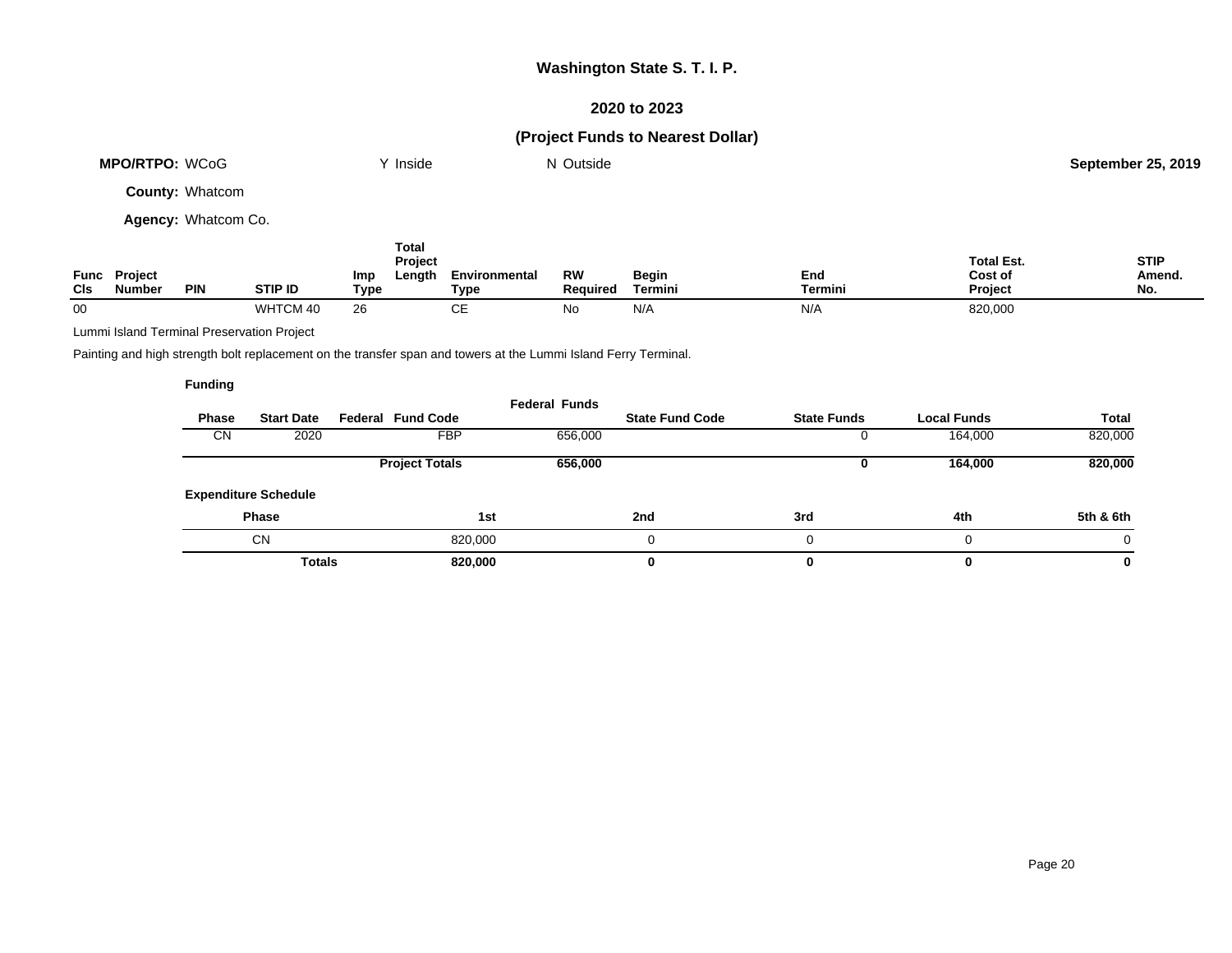# Washington State S. T. I. P.

## 2020 to 2023

## (Project Funds to Nearest Dollar)

**MPO/RTPO:** WCoG Y Inside N Outside **September 25, 2019**

**County:** Whatcom

**Agency:** Whatcom Co.

| Func Cls | Project Number | PIN | STIP ID | Imp Type | Total Project Length | Environmental Type | RW Required | Begin Termini | End Termini | Total Est. Cost of Project | STIP Amend. No. |
|---|---|---|---|---|---|---|---|---|---|---|---|
| 00 | | | WHTCM 40 | 26 | | CE | No | N/A | N/A | 820,000 | |

Lummi Island Terminal Preservation Project

Painting and high strength bolt replacement on the transfer span and towers at the Lummi Island Ferry Terminal.

**Funding**

| Phase | Start Date | Federal Fund Code | Federal Funds | State Fund Code | State Funds | Local Funds | Total |
|---|---|---|---|---|---|---|---|
| CN | 2020 | FBP | 656,000 | | 0 | 164,000 | 820,000 |
| | | **Project Totals** | **656,000** | | **0** | **164,000** | **820,000** |

**Expenditure Schedule**

| Phase | 1st | 2nd | 3rd | 4th | 5th & 6th |
|---|---|---|---|---|---|
| CN | 820,000 | 0 | 0 | 0 | 0 |
| **Totals** | **820,000** | **0** | **0** | **0** | **0** |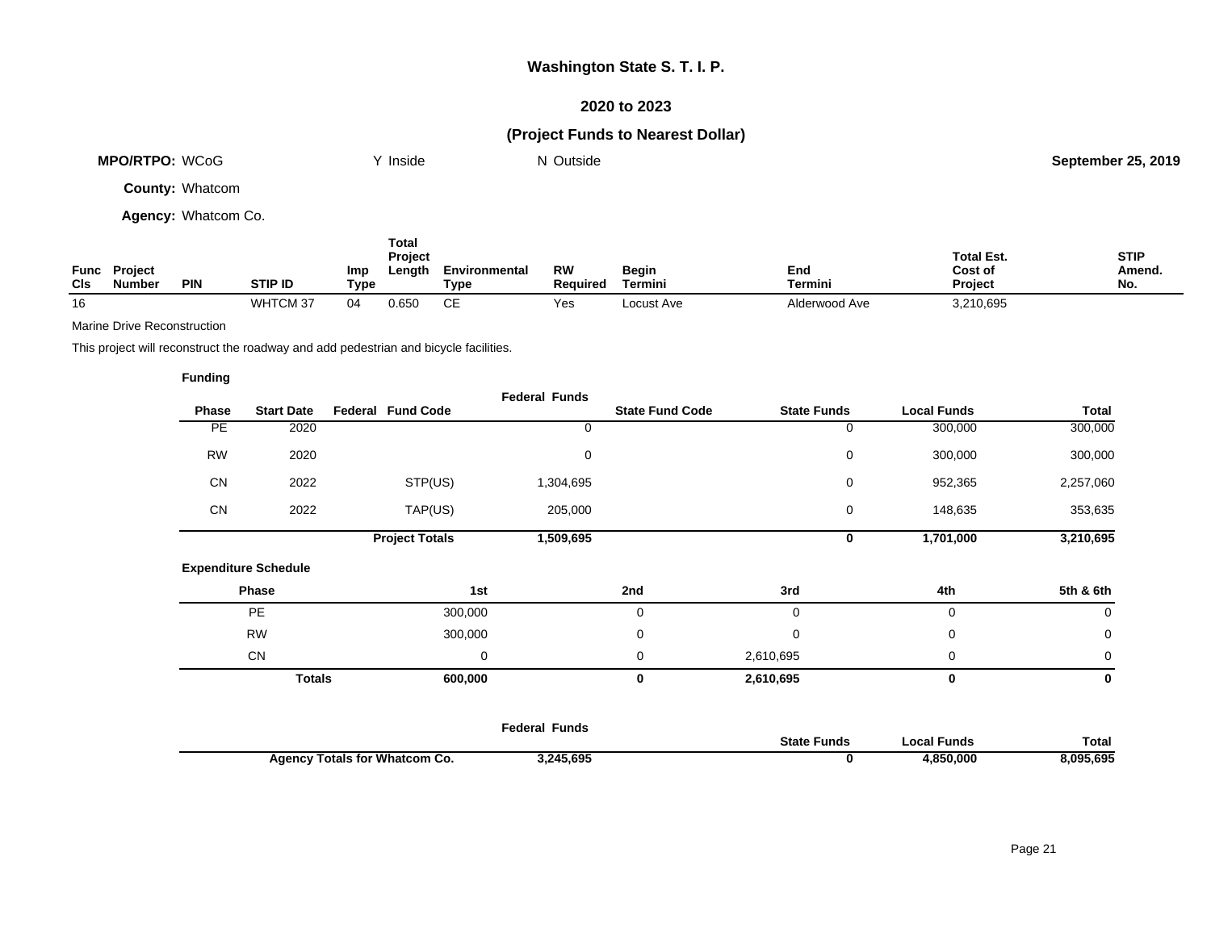# Washington State S. T. I. P.

## 2020 to 2023

## (Project Funds to Nearest Dollar)

**MPO/RTPO:** WCoG Y Inside N Outside **September 25, 2019**

**County:** Whatcom

**Agency:** Whatcom Co.

| Func Cls | Project Number | PIN | STIP ID | Imp Type | Total Project Length | Environmental Type | RW Required | Begin Termini | End Termini | Total Est. Cost of Project | STIP Amend. No. |
|---|---|---|---|---|---|---|---|---|---|---|---|
| 16 | | | WHTCM 37 | 04 | 0.650 | CE | Yes | Locust Ave | Alderwood Ave | 3,210,695 | |

Marine Drive Reconstruction

This project will reconstruct the roadway and add pedestrian and bicycle facilities.

**Funding**

| Phase | Start Date | Federal Fund Code | Federal Funds | State Fund Code | State Funds | Local Funds | Total |
|---|---|---|---|---|---|---|---|
| PE | 2020 | | 0 | | 0 | 300,000 | 300,000 |
| RW | 2020 | | 0 | | 0 | 300,000 | 300,000 |
| CN | 2022 | STP(US) | 1,304,695 | | 0 | 952,365 | 2,257,060 |
| CN | 2022 | TAP(US) | 205,000 | | 0 | 148,635 | 353,635 |
| | | **Project Totals** | **1,509,695** | | **0** | **1,701,000** | **3,210,695** |

**Expenditure Schedule**

| Phase | 1st | 2nd | 3rd | 4th | 5th & 6th |
|---|---|---|---|---|---|
| PE | 300,000 | 0 | 0 | 0 | 0 |
| RW | 300,000 | 0 | 0 | 0 | 0 |
| CN | 0 | 0 | 2,610,695 | 0 | 0 |
| **Totals** | **600,000** | **0** | **2,610,695** | **0** | **0** |

| | Federal Funds | State Funds | Local Funds | Total |
|---|---|---|---|---|
| **Agency Totals for Whatcom Co.** | **3,245,695** | **0** | **4,850,000** | **8,095,695** |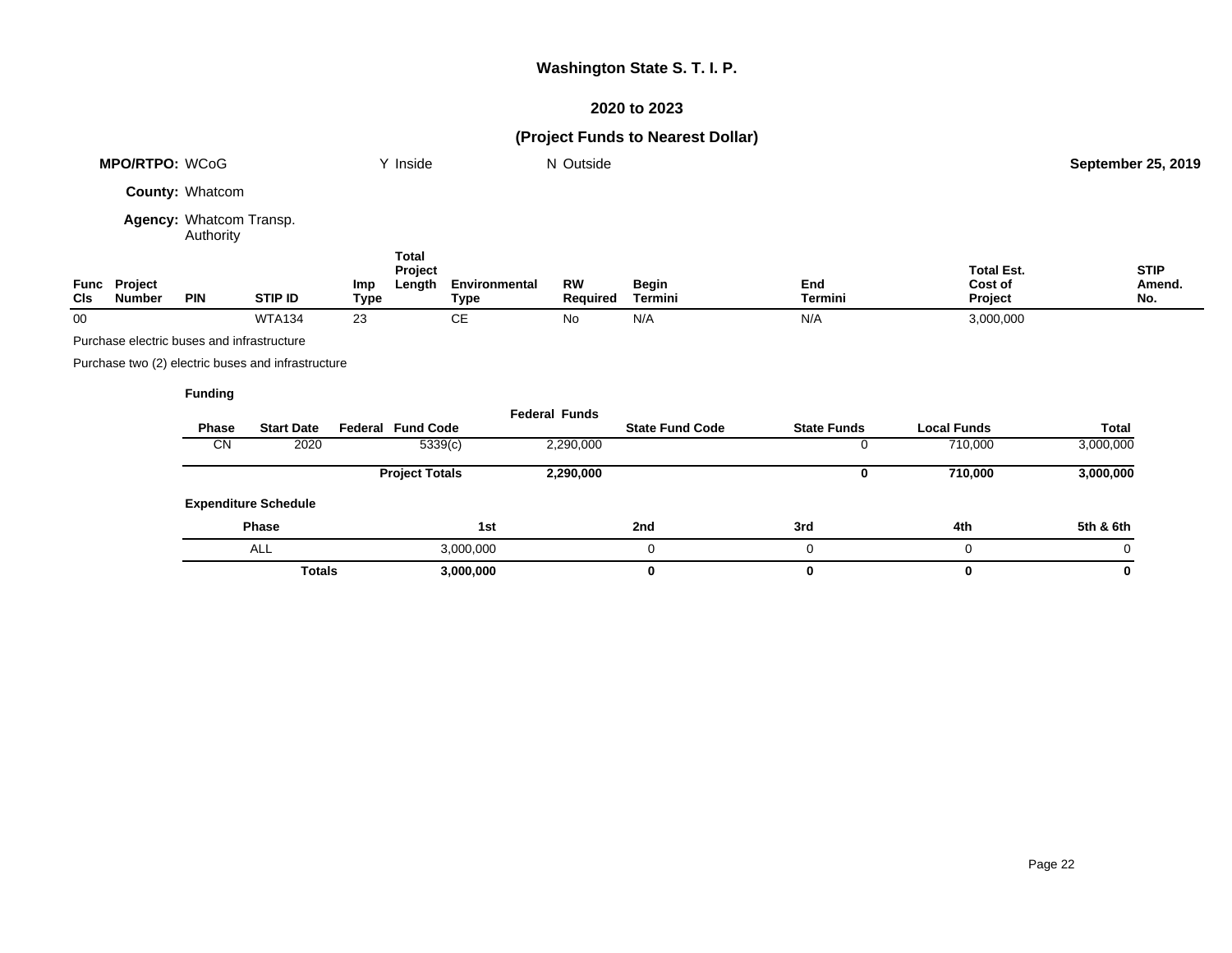# Washington State S. T. I. P.

## 2020 to 2023

## (Project Funds to Nearest Dollar)

**MPO/RTPO:** WCoG Y Inside N Outside **September 25, 2019**

**County:** Whatcom

**Agency:** Whatcom Transp. Authority

| Func Cls | Project Number | PIN | STIP ID | Imp Type | Total Project Length | Environmental Type | RW Required | Begin Termini | End Termini | Total Est. Cost of Project | STIP Amend. No. |
|---|---|---|---|---|---|---|---|---|---|---|---|
| 00 | | | WTA134 | 23 | | CE | No | N/A | N/A | 3,000,000 | |

Purchase electric buses and infrastructure

Purchase two (2) electric buses and infrastructure

**Funding**

| Phase | Start Date | Federal Fund Code | Federal Funds | State Fund Code | State Funds | Local Funds | Total |
|---|---|---|---|---|---|---|---|
| CN | 2020 | 5339(c) | 2,290,000 | | 0 | 710,000 | 3,000,000 |
| | | **Project Totals** | **2,290,000** | | **0** | **710,000** | **3,000,000** |

**Expenditure Schedule**

| Phase | 1st | 2nd | 3rd | 4th | 5th & 6th |
|---|---|---|---|---|---|
| ALL | 3,000,000 | 0 | 0 | 0 | 0 |
| **Totals** | **3,000,000** | **0** | **0** | **0** | **0** |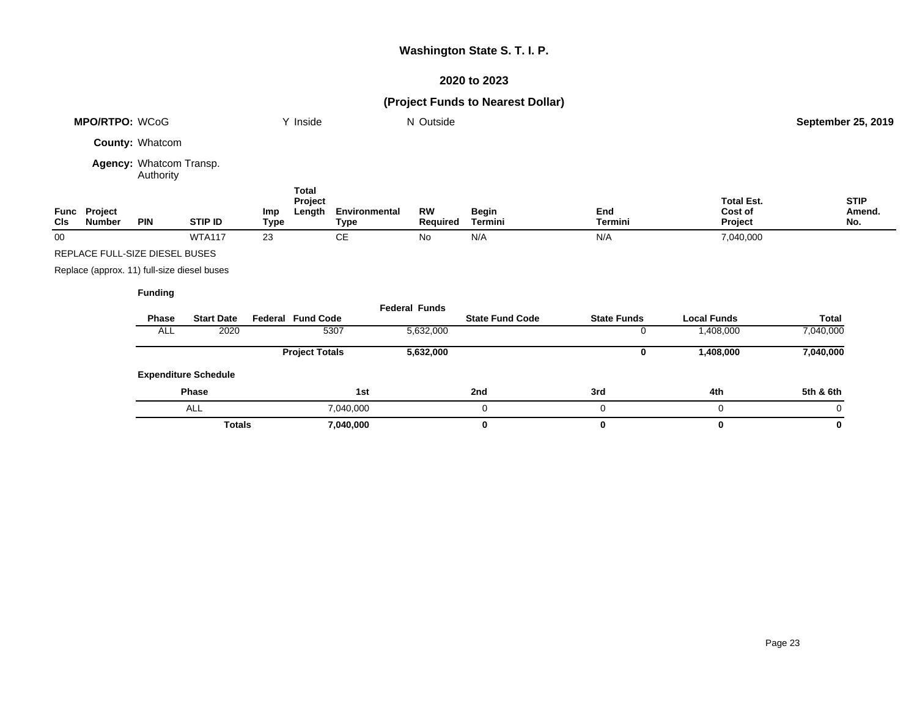# Washington State S. T. I. P.

## 2020 to 2023

## (Project Funds to Nearest Dollar)

**MPO/RTPO:** WCoG　　Y Inside　　N Outside　　**September 25, 2019**

**County:** Whatcom

**Agency:** Whatcom Transp. Authority

| Func Cls | Project Number | PIN | STIP ID | Imp Type | Total Project Length | Environmental Type | RW Required | Begin Termini | End Termini | Total Est. Cost of Project | STIP Amend. No. |
|---|---|---|---|---|---|---|---|---|---|---|---|
| 00 | | | WTA117 | 23 | | CE | No | N/A | N/A | 7,040,000 | |

REPLACE FULL-SIZE DIESEL BUSES

Replace (approx. 11) full-size diesel buses

**Funding**

| Phase | Start Date | Federal Fund Code | Federal Funds | State Fund Code | State Funds | Local Funds | Total |
|---|---|---|---|---|---|---|---|
| ALL | 2020 | 5307 | 5,632,000 | | 0 | 1,408,000 | 7,040,000 |
| | | **Project Totals** | **5,632,000** | | **0** | **1,408,000** | **7,040,000** |

**Expenditure Schedule**

| Phase | 1st | 2nd | 3rd | 4th | 5th & 6th |
|---|---|---|---|---|---|
| ALL | 7,040,000 | 0 | 0 | 0 | 0 |
| **Totals** | **7,040,000** | **0** | **0** | **0** | **0** |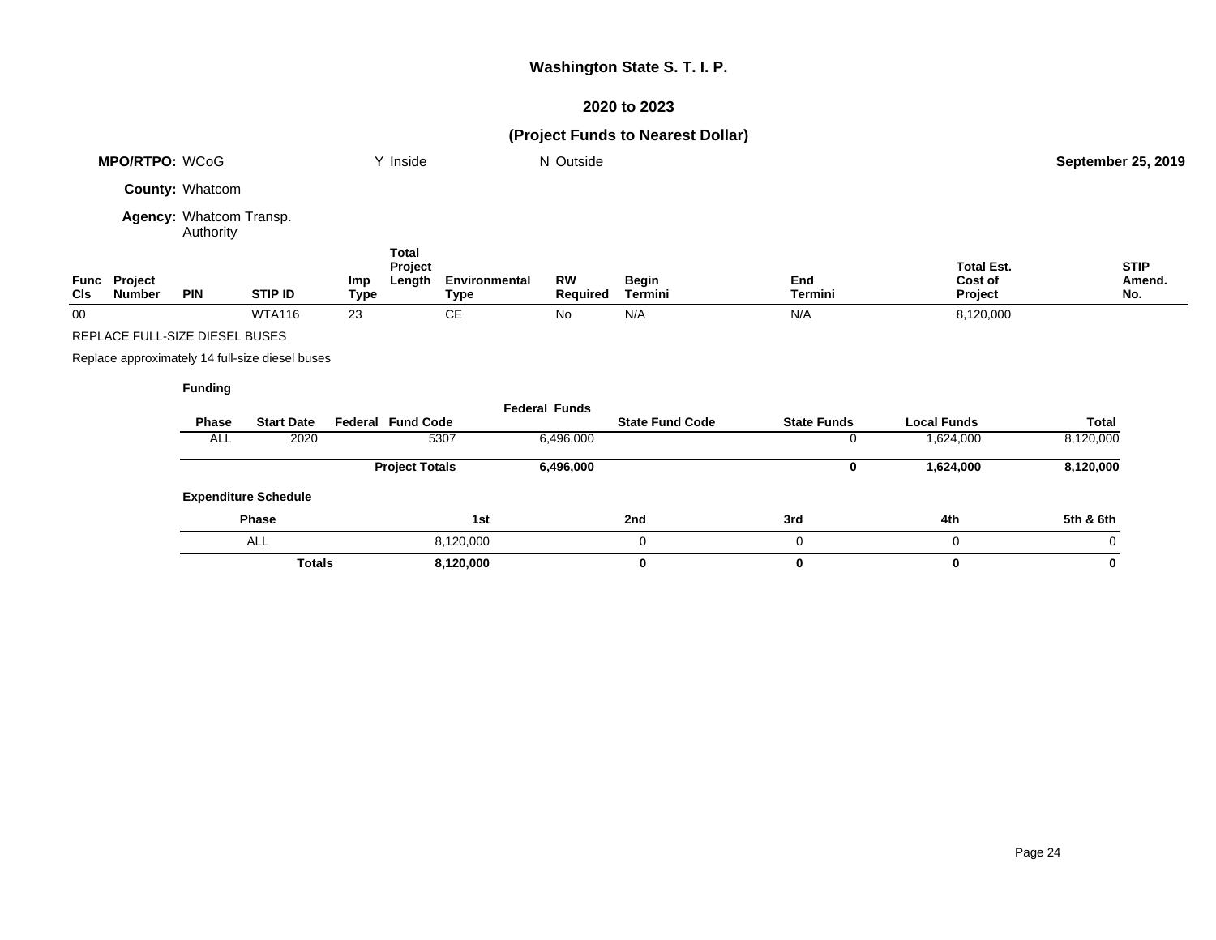# Washington State S. T. I. P.

## 2020 to 2023

## (Project Funds to Nearest Dollar)

**MPO/RTPO:** WCoG Y Inside N Outside **September 25, 2019**

**County:** Whatcom

**Agency:** Whatcom Transp. Authority

| Func Cls | Project Number | PIN | STIP ID | Imp Type | Total Project Length | Environmental Type | RW Required | Begin Termini | End Termini | Total Est. Cost of Project | STIP Amend. No. |
|---|---|---|---|---|---|---|---|---|---|---|---|
| 00 | | | WTA116 | 23 | | CE | No | N/A | N/A | 8,120,000 | |

REPLACE FULL-SIZE DIESEL BUSES

Replace approximately 14 full-size diesel buses

**Funding**

| Phase | Start Date | Federal Fund Code | Federal Funds | State Fund Code | State Funds | Local Funds | Total |
|---|---|---|---|---|---|---|---|
| ALL | 2020 | 5307 | 6,496,000 | | 0 | 1,624,000 | 8,120,000 |
| | | **Project Totals** | **6,496,000** | | **0** | **1,624,000** | **8,120,000** |

**Expenditure Schedule**

| Phase | 1st | 2nd | 3rd | 4th | 5th & 6th |
|---|---|---|---|---|---|
| ALL | 8,120,000 | 0 | 0 | 0 | 0 |
| **Totals** | **8,120,000** | **0** | **0** | **0** | **0** |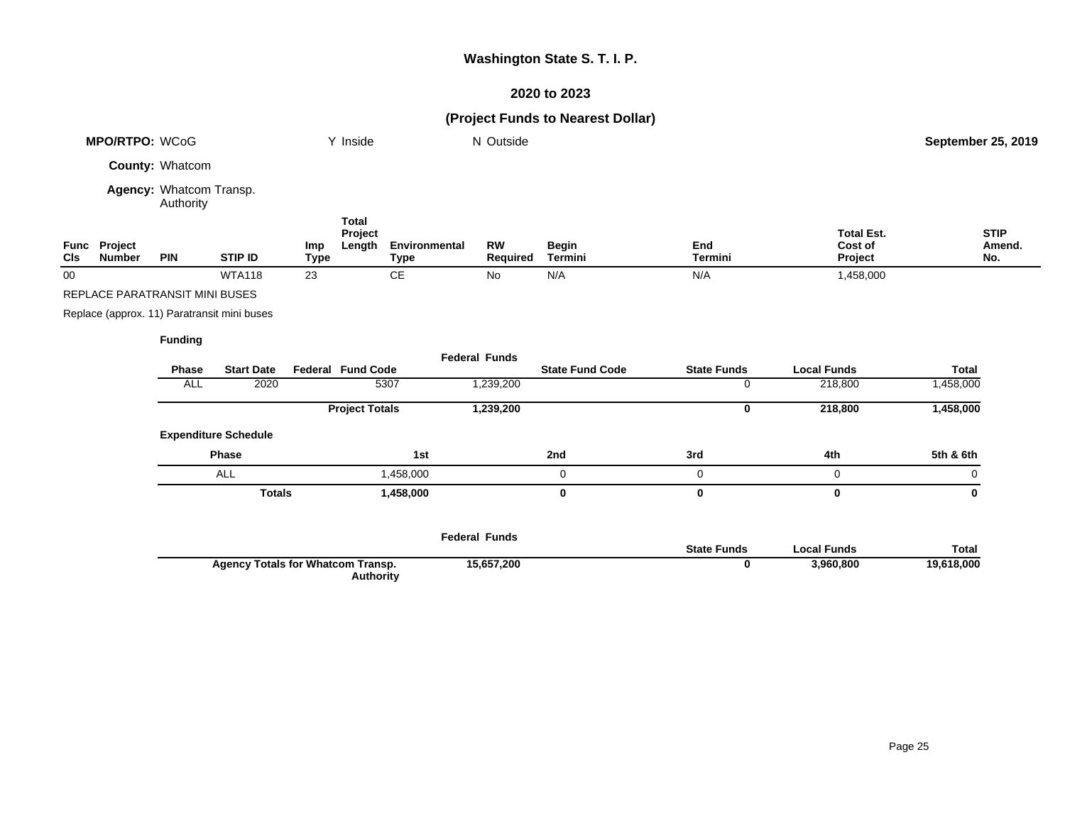# Washington State S. T. I. P.

## 2020 to 2023

## (Project Funds to Nearest Dollar)

**MPO/RTPO:** WCoG Y Inside N Outside **September 25, 2019**

**County:** Whatcom

**Agency:** Whatcom Transp. Authority

| Func Cls | Project Number | PIN | STIP ID | Imp Type | Total Project Length | Environmental Type | RW Required | Begin Termini | End Termini | Total Est. Cost of Project | STIP Amend. No. |
|---|---|---|---|---|---|---|---|---|---|---|---|
| 00 | | | WTA118 | 23 | | CE | No | N/A | N/A | 1,458,000 | |

REPLACE PARATRANSIT MINI BUSES

Replace (approx. 11) Paratransit mini buses

**Funding**

| Phase | Start Date | Federal Fund Code | Federal Funds | State Fund Code | State Funds | Local Funds | Total |
|---|---|---|---|---|---|---|---|
| ALL | 2020 | 5307 | 1,239,200 | | 0 | 218,800 | 1,458,000 |
| | | **Project Totals** | **1,239,200** | | **0** | **218,800** | **1,458,000** |

**Expenditure Schedule**

| Phase | 1st | 2nd | 3rd | 4th | 5th & 6th |
|---|---|---|---|---|---|
| ALL | 1,458,000 | 0 | 0 | 0 | 0 |
| **Totals** | **1,458,000** | **0** | **0** | **0** | **0** |

| | Federal Funds | State Funds | Local Funds | Total |
|---|---|---|---|---|
| **Agency Totals for Whatcom Transp. Authority** | **15,657,200** | **0** | **3,960,800** | **19,618,000** |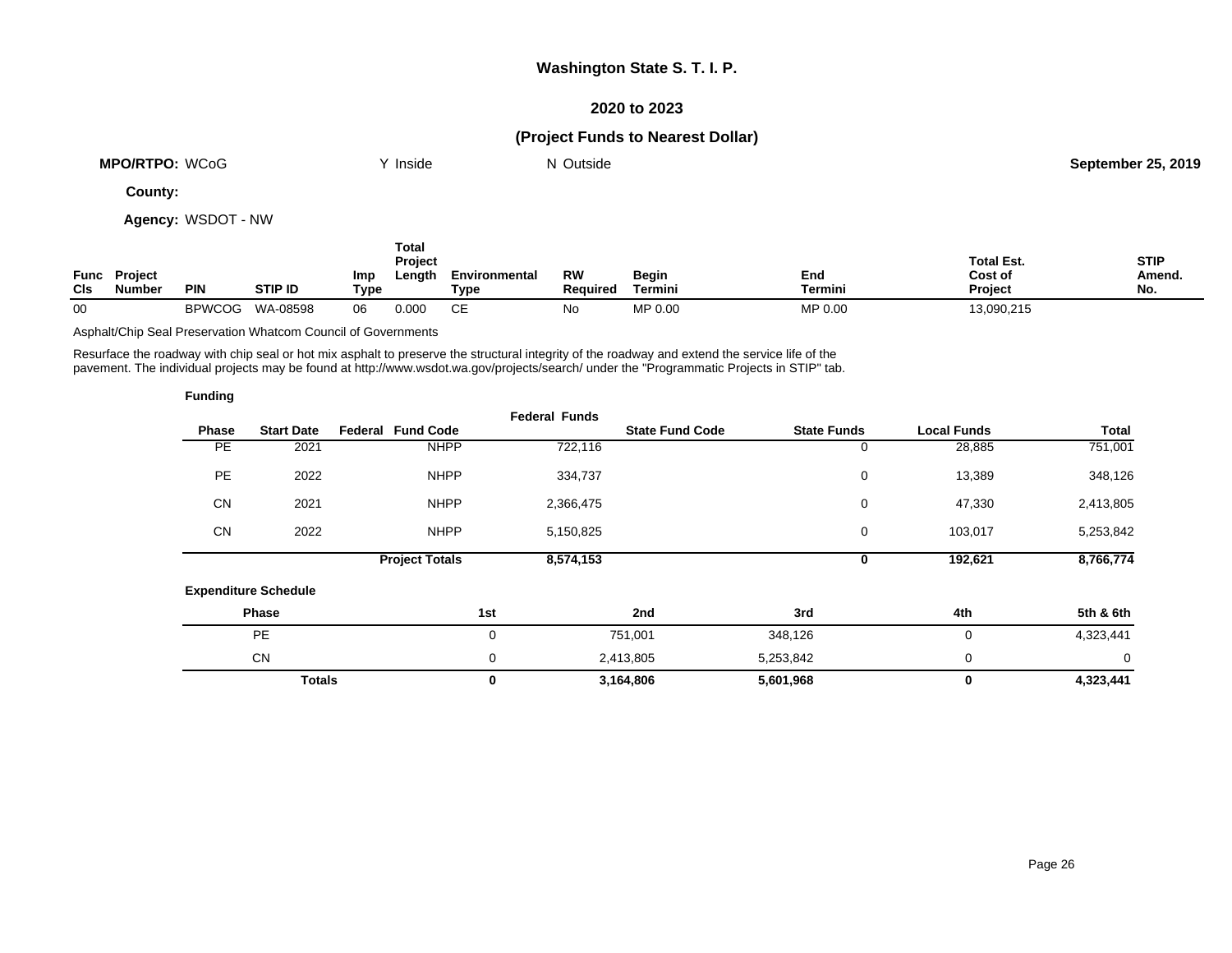# Washington State S. T. I. P.

## 2020 to 2023

## (Project Funds to Nearest Dollar)

**MPO/RTPO:** WCoG &nbsp;&nbsp;&nbsp; Y Inside &nbsp;&nbsp;&nbsp; N Outside &nbsp;&nbsp;&nbsp; **September 25, 2019**

**County:**

**Agency:** WSDOT - NW

| Func Cls | Project Number | PIN | STIP ID | Imp Type | Total Project Length | Environmental Type | RW Required | Begin Termini | End Termini | Total Est. Cost of Project | STIP Amend. No. |
|---|---|---|---|---|---|---|---|---|---|---|---|
| 00 | | BPWCOG | WA-08598 | 06 | 0.000 | CE | No | MP 0.00 | MP 0.00 | 13,090,215 | |

Asphalt/Chip Seal Preservation Whatcom Council of Governments

Resurface the roadway with chip seal or hot mix asphalt to preserve the structural integrity of the roadway and extend the service life of the pavement. The individual projects may be found at http://www.wsdot.wa.gov/projects/search/ under the "Programmatic Projects in STIP" tab.

**Funding**

| Phase | Start Date | Federal Fund Code | Federal Funds | State Fund Code | State Funds | Local Funds | Total |
|---|---|---|---|---|---|---|---|
| PE | 2021 | NHPP | 722,116 | | 0 | 28,885 | 751,001 |
| PE | 2022 | NHPP | 334,737 | | 0 | 13,389 | 348,126 |
| CN | 2021 | NHPP | 2,366,475 | | 0 | 47,330 | 2,413,805 |
| CN | 2022 | NHPP | 5,150,825 | | 0 | 103,017 | 5,253,842 |
| | | **Project Totals** | **8,574,153** | | **0** | **192,621** | **8,766,774** |

**Expenditure Schedule**

| Phase | 1st | 2nd | 3rd | 4th | 5th & 6th |
|---|---|---|---|---|---|
| PE | 0 | 751,001 | 348,126 | 0 | 4,323,441 |
| CN | 0 | 2,413,805 | 5,253,842 | 0 | 0 |
| **Totals** | **0** | **3,164,806** | **5,601,968** | **0** | **4,323,441** |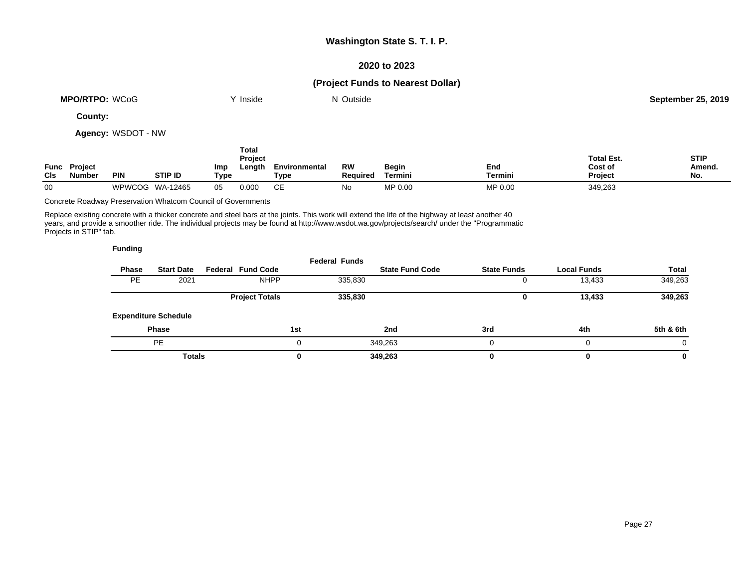# Washington State S. T. I. P.

## 2020 to 2023

### (Project Funds to Nearest Dollar)

**MPO/RTPO:** WCoG Y Inside N Outside **September 25, 2019**

**County:**

**Agency:** WSDOT - NW

| Func Cls | Project Number | PIN | STIP ID | Imp Type | Total Project Length | Environmental Type | RW Required | Begin Termini | End Termini | Total Est. Cost of Project | STIP Amend. No. |
|---|---|---|---|---|---|---|---|---|---|---|---|
| 00 | | WPWCOG | WA-12465 | 05 | 0.000 | CE | No | MP 0.00 | MP 0.00 | 349,263 | |

Concrete Roadway Preservation Whatcom Council of Governments

Replace existing concrete with a thicker concrete and steel bars at the joints. This work will extend the life of the highway at least another 40 years, and provide a smoother ride. The individual projects may be found at http://www.wsdot.wa.gov/projects/search/ under the "Programmatic Projects in STIP" tab.

**Funding**

| Phase | Start Date | Federal Fund Code | Federal Funds | State Fund Code | State Funds | Local Funds | Total |
|---|---|---|---|---|---|---|---|
| PE | 2021 | NHPP | 335,830 | | 0 | 13,433 | 349,263 |
| | | **Project Totals** | **335,830** | | **0** | **13,433** | **349,263** |

**Expenditure Schedule**

| Phase | 1st | 2nd | 3rd | 4th | 5th & 6th |
|---|---|---|---|---|---|
| PE | 0 | 349,263 | 0 | 0 | 0 |
| **Totals** | **0** | **349,263** | **0** | **0** | **0** |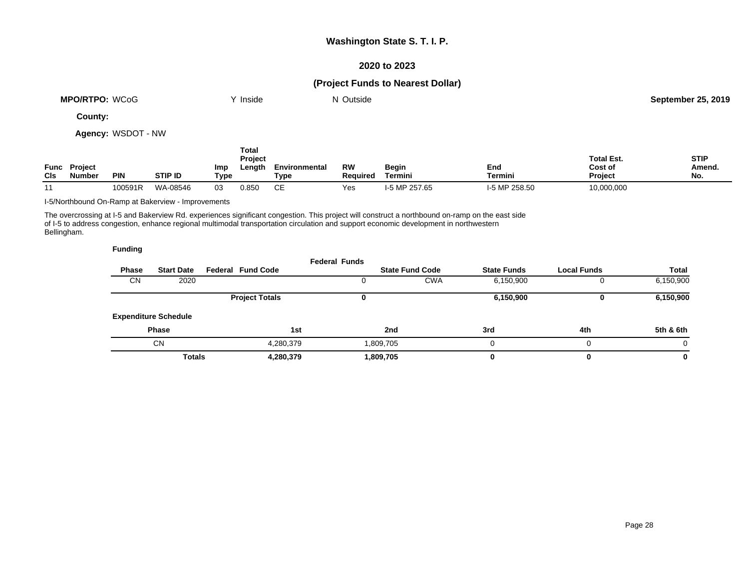**Washington State S. T. I. P.**

**2020 to 2023**

**(Project Funds to Nearest Dollar)**

**MPO/RTPO:** WCoG Y Inside N Outside **September 25, 2019**

**County:**

**Agency:** WSDOT - NW

| Func Cls | Project Number | PIN | STIP ID | Imp Type | Total Project Length | Environmental Type | RW Required | Begin Termini | End Termini | Total Est. Cost of Project | STIP Amend. No. |
|---|---|---|---|---|---|---|---|---|---|---|---|
| 11 | | 100591R | WA-08546 | 03 | 0.850 | CE | Yes | I-5 MP 257.65 | I-5 MP 258.50 | 10,000,000 | |

I-5/Northbound On-Ramp at Bakerview - Improvements

The overcrossing at I-5 and Bakerview Rd. experiences significant congestion. This project will construct a northbound on-ramp on the east side of I-5 to address congestion, enhance regional multimodal transportation circulation and support economic development in northwestern Bellingham.

**Funding**

| Phase | Start Date | Federal Fund Code | Federal Funds | State Fund Code | State Funds | Local Funds | Total |
|---|---|---|---|---|---|---|---|
| CN | 2020 | | 0 | CWA | 6,150,900 | 0 | 6,150,900 |
| | | **Project Totals** | **0** | | **6,150,900** | **0** | **6,150,900** |

**Expenditure Schedule**

| Phase | 1st | 2nd | 3rd | 4th | 5th & 6th |
|---|---|---|---|---|---|
| CN | 4,280,379 | 1,809,705 | 0 | 0 | 0 |
| **Totals** | **4,280,379** | **1,809,705** | **0** | **0** | **0** |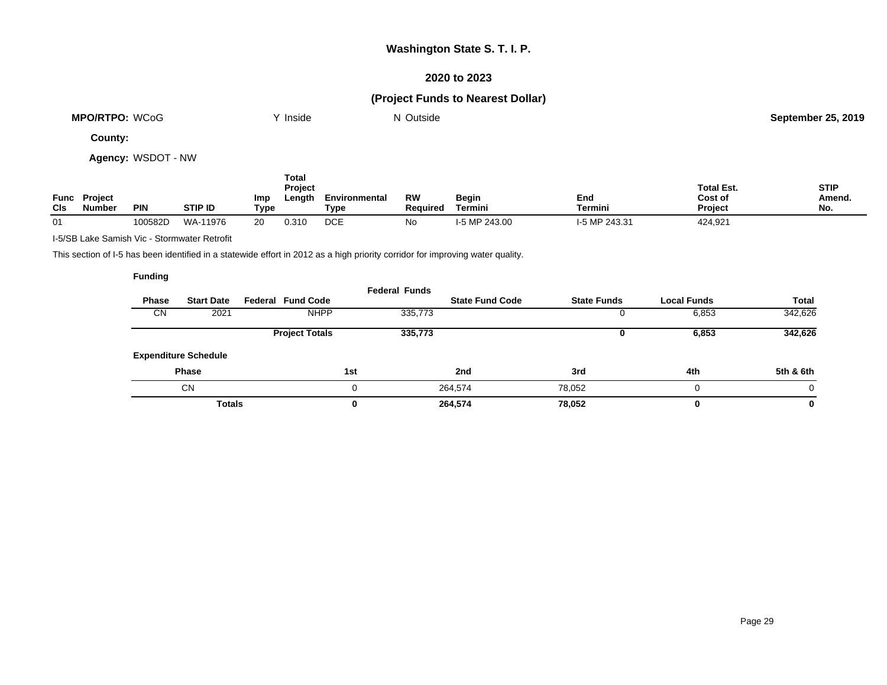# Washington State S. T. I. P.

## 2020 to 2023

### (Project Funds to Nearest Dollar)

**MPO/RTPO:** WCoG &nbsp;&nbsp;&nbsp; Y Inside &nbsp;&nbsp;&nbsp; N Outside &nbsp;&nbsp;&nbsp; **September 25, 2019**

**County:**

**Agency:** WSDOT - NW

| Func Cls | Project Number | PIN | STIP ID | Imp Type | Total Project Length | Environmental Type | RW Required | Begin Termini | End Termini | Total Est. Cost of Project | STIP Amend. No. |
|---|---|---|---|---|---|---|---|---|---|---|---|
| 01 | | 100582D | WA-11976 | 20 | 0.310 | DCE | No | I-5 MP 243.00 | I-5 MP 243.31 | 424,921 | |

I-5/SB Lake Samish Vic - Stormwater Retrofit

This section of I-5 has been identified in a statewide effort in 2012 as a high priority corridor for improving water quality.

**Funding**

| Phase | Start Date | Federal Fund Code | Federal Funds | State Fund Code | State Funds | Local Funds | Total |
|---|---|---|---|---|---|---|---|
| CN | 2021 | NHPP | 335,773 | | 0 | 6,853 | 342,626 |
| | | **Project Totals** | **335,773** | | **0** | **6,853** | **342,626** |

**Expenditure Schedule**

| Phase | 1st | 2nd | 3rd | 4th | 5th & 6th |
|---|---|---|---|---|---|
| CN | 0 | 264,574 | 78,052 | 0 | 0 |
| **Totals** | **0** | **264,574** | **78,052** | **0** | **0** |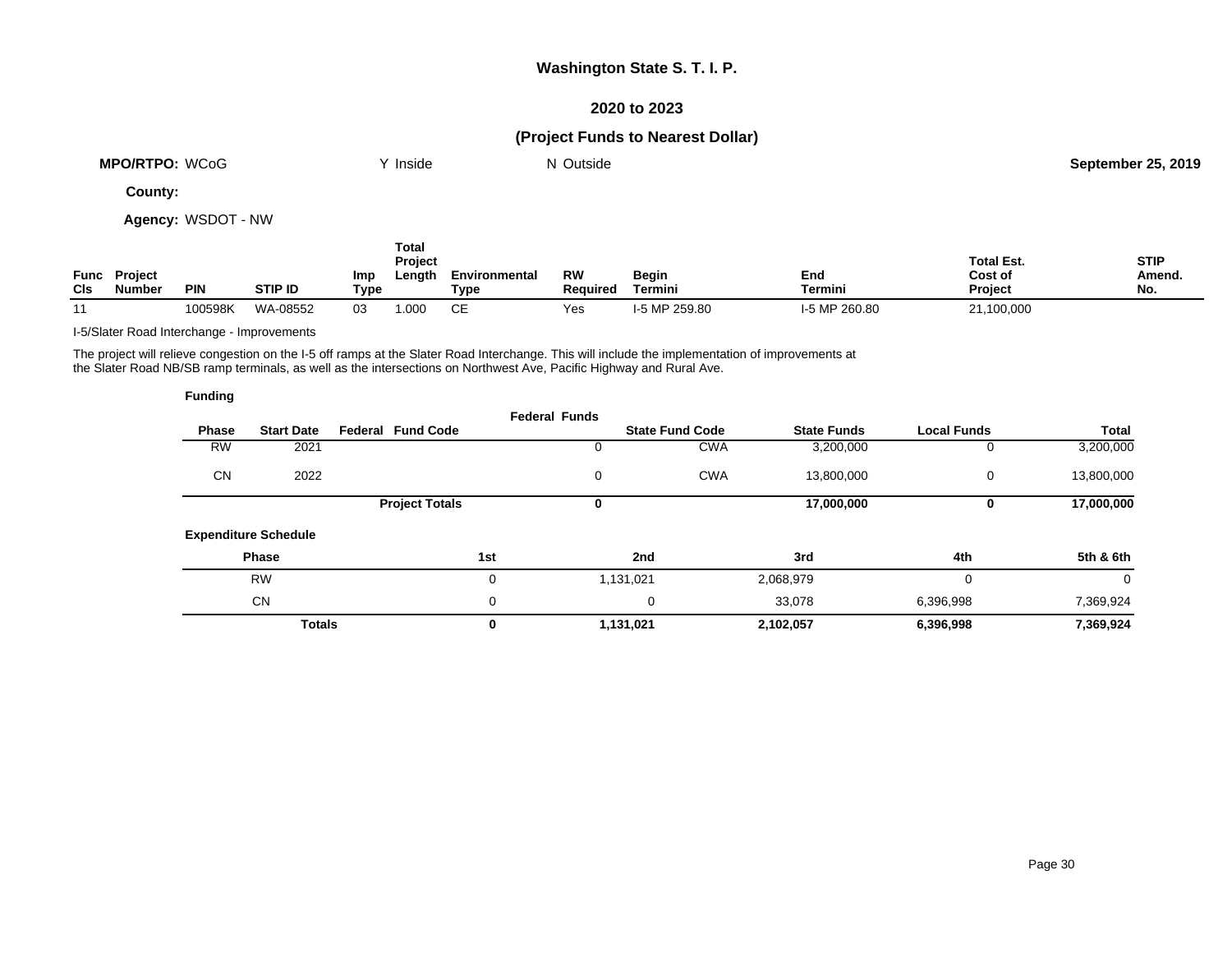# Washington State S. T. I. P.

## 2020 to 2023

## (Project Funds to Nearest Dollar)

**MPO/RTPO:** WCoG Y Inside N Outside **September 25, 2019**

**County:**

**Agency:** WSDOT - NW

| Func Cls | Project Number | PIN | STIP ID | Imp Type | Total Project Length | Environmental Type | RW Required | Begin Termini | End Termini | Total Est. Cost of Project | STIP Amend. No. |
|---|---|---|---|---|---|---|---|---|---|---|---|
| 11 | | 100598K | WA-08552 | 03 | 1.000 | CE | Yes | I-5 MP 259.80 | I-5 MP 260.80 | 21,100,000 | |

I-5/Slater Road Interchange - Improvements

The project will relieve congestion on the I-5 off ramps at the Slater Road Interchange. This will include the implementation of improvements at the Slater Road NB/SB ramp terminals, as well as the intersections on Northwest Ave, Pacific Highway and Rural Ave.

**Funding**

| Phase | Start Date | Federal Fund Code | Federal Funds | State Fund Code | State Funds | Local Funds | Total |
|---|---|---|---|---|---|---|---|
| RW | 2021 | | 0 | CWA | 3,200,000 | 0 | 3,200,000 |
| CN | 2022 | | 0 | CWA | 13,800,000 | 0 | 13,800,000 |
| | | **Project Totals** | **0** | | **17,000,000** | **0** | **17,000,000** |

**Expenditure Schedule**

| Phase | 1st | 2nd | 3rd | 4th | 5th & 6th |
|---|---|---|---|---|---|
| RW | 0 | 1,131,021 | 2,068,979 | 0 | 0 |
| CN | 0 | 0 | 33,078 | 6,396,998 | 7,369,924 |
| **Totals** | **0** | **1,131,021** | **2,102,057** | **6,396,998** | **7,369,924** |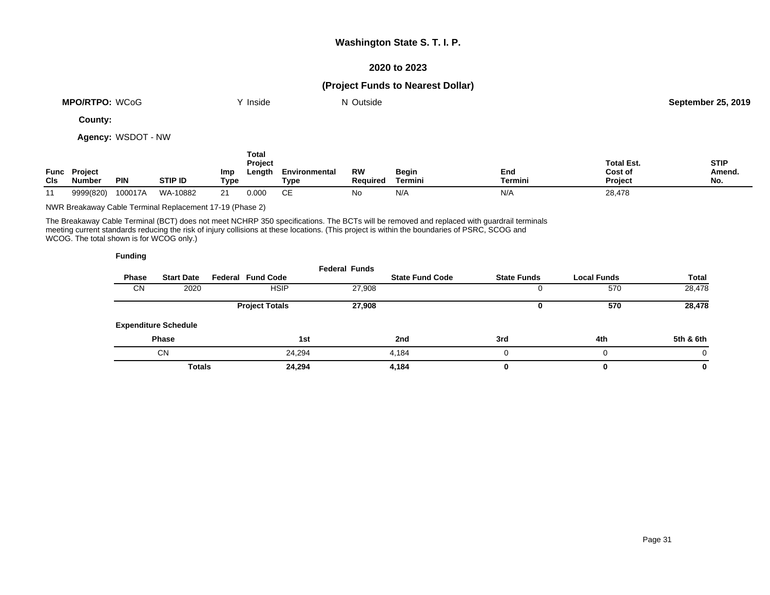## Washington State S. T. I. P.

### 2020 to 2023

### (Project Funds to Nearest Dollar)

**MPO/RTPO:** WCoG Y Inside N Outside **September 25, 2019**

**County:**

**Agency:** WSDOT - NW

| Func Cls | Project Number | PIN | STIP ID | Imp Type | Total Project Length | Environmental Type | RW Required | Begin Termini | End Termini | Total Est. Cost of Project | STIP Amend. No. |
|---|---|---|---|---|---|---|---|---|---|---|---|
| 11 | 9999(820) | 100017A | WA-10882 | 21 | 0.000 | CE | No | N/A | N/A | 28,478 | |

NWR Breakaway Cable Terminal Replacement 17-19 (Phase 2)

The Breakaway Cable Terminal (BCT) does not meet NCHRP 350 specifications. The BCTs will be removed and replaced with guardrail terminals meeting current standards reducing the risk of injury collisions at these locations. (This project is within the boundaries of PSRC, SCOG and WCOG. The total shown is for WCOG only.)

**Funding**

| Phase | Start Date | Federal Fund Code | Federal Funds | State Fund Code | State Funds | Local Funds | Total |
|---|---|---|---|---|---|---|---|
| CN | 2020 | HSIP | 27,908 | | 0 | 570 | 28,478 |
| | | **Project Totals** | **27,908** | | **0** | **570** | **28,478** |

**Expenditure Schedule**

| Phase | 1st | 2nd | 3rd | 4th | 5th & 6th |
|---|---|---|---|---|---|
| CN | 24,294 | 4,184 | 0 | 0 | 0 |
| **Totals** | **24,294** | **4,184** | **0** | **0** | **0** |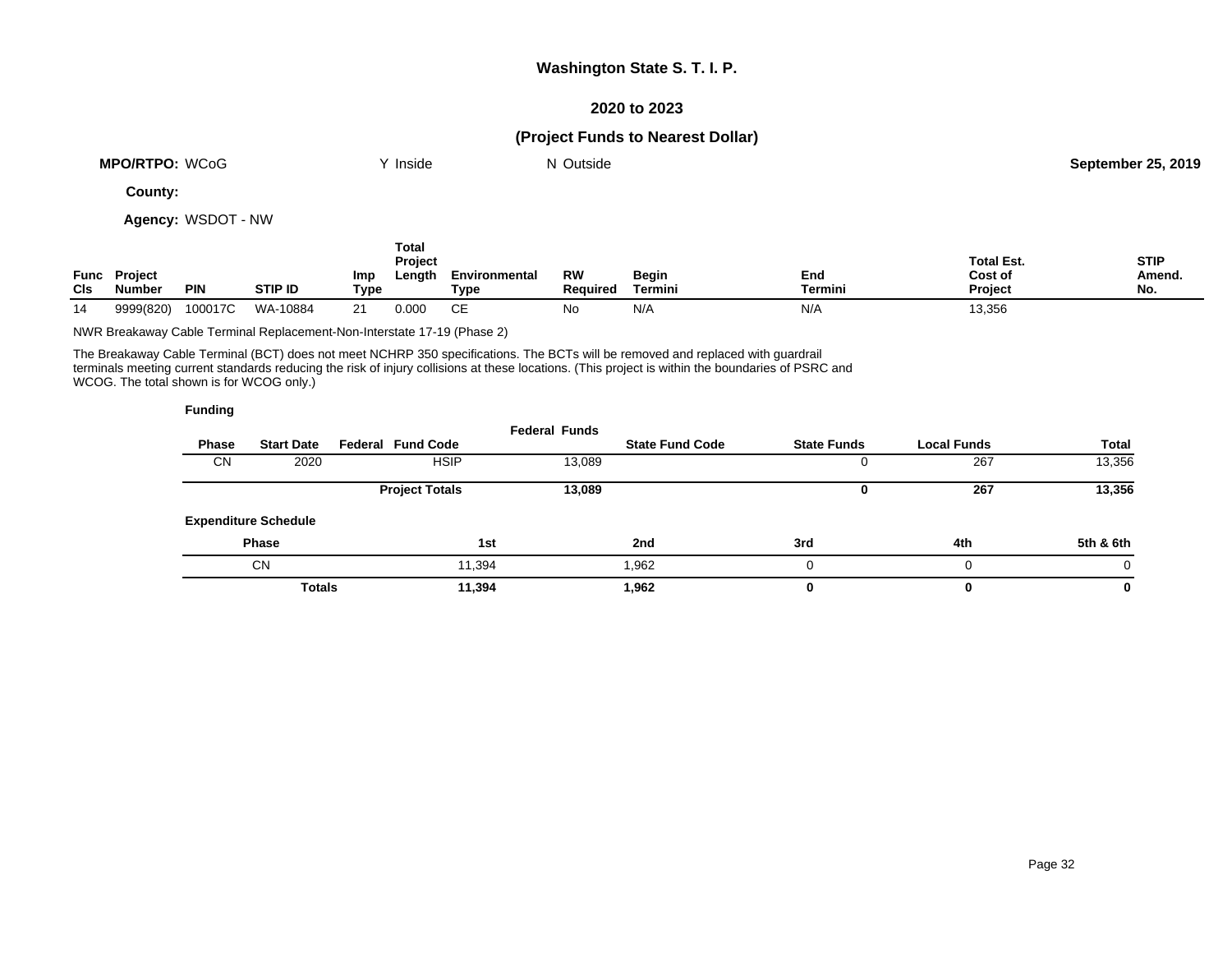# Washington State S. T. I. P.

## 2020 to 2023

### (Project Funds to Nearest Dollar)

**MPO/RTPO:** WCoG  Y Inside  N Outside  **September 25, 2019**

**County:**

**Agency:** WSDOT - NW

| Func Cls | Project Number | PIN | STIP ID | Imp Type | Total Project Length | Environmental Type | RW Required | Begin Termini | End Termini | Total Est. Cost of Project | STIP Amend. No. |
|---|---|---|---|---|---|---|---|---|---|---|---|
| 14 | 9999(820) | 100017C | WA-10884 | 21 | 0.000 | CE | No | N/A | N/A | 13,356 | |

NWR Breakaway Cable Terminal Replacement-Non-Interstate 17-19 (Phase 2)

The Breakaway Cable Terminal (BCT) does not meet NCHRP 350 specifications. The BCTs will be removed and replaced with guardrail terminals meeting current standards reducing the risk of injury collisions at these locations. (This project is within the boundaries of PSRC and WCOG. The total shown is for WCOG only.)

**Funding**

| Phase | Start Date | Federal Fund Code | Federal Funds | State Fund Code | State Funds | Local Funds | Total |
|---|---|---|---|---|---|---|---|
| CN | 2020 | HSIP | 13,089 | | 0 | 267 | 13,356 |
| | | **Project Totals** | **13,089** | | **0** | **267** | **13,356** |

**Expenditure Schedule**

| Phase | 1st | 2nd | 3rd | 4th | 5th & 6th |
|---|---|---|---|---|---|
| CN | 11,394 | 1,962 | 0 | 0 | 0 |
| **Totals** | **11,394** | **1,962** | **0** | **0** | **0** |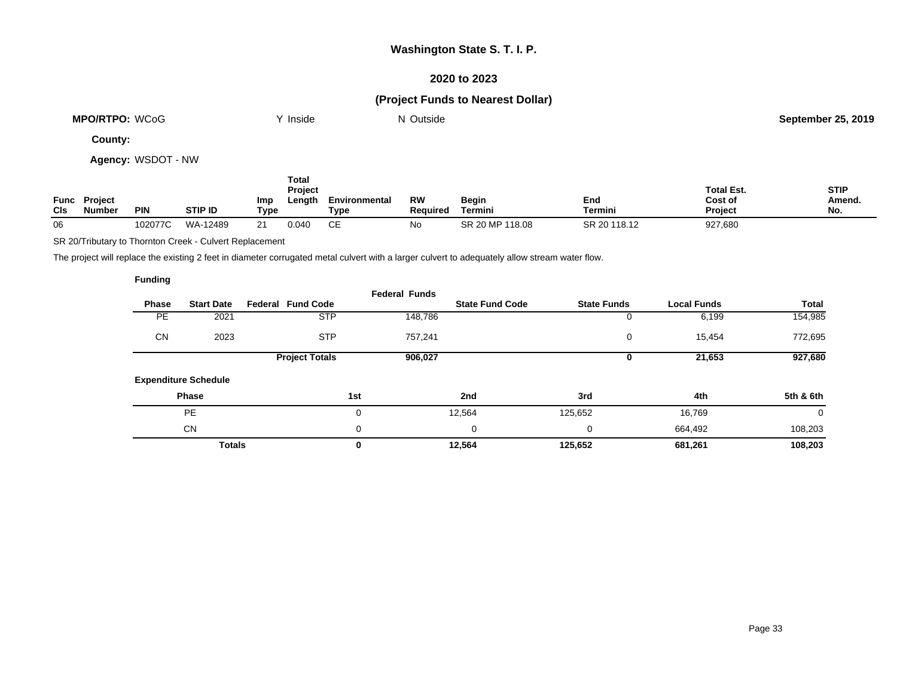# Washington State S. T. I. P.

## 2020 to 2023

## (Project Funds to Nearest Dollar)

**MPO/RTPO:** WCoG    Y Inside    N Outside    **September 25, 2019**

**County:**

**Agency:** WSDOT - NW

| Func Cls | Project Number | PIN | STIP ID | Imp Type | Total Project Length | Environmental Type | RW Required | Begin Termini | End Termini | Total Est. Cost of Project | STIP Amend. No. |
|---|---|---|---|---|---|---|---|---|---|---|---|
| 06 | | 102077C | WA-12489 | 21 | 0.040 | CE | No | SR 20 MP 118.08 | SR 20 118.12 | 927,680 | |

SR 20/Tributary to Thornton Creek - Culvert Replacement

The project will replace the existing 2 feet in diameter corrugated metal culvert with a larger culvert to adequately allow stream water flow.

**Funding**

| Phase | Start Date | Federal Fund Code | Federal Funds | State Fund Code | State Funds | Local Funds | Total |
|---|---|---|---|---|---|---|---|
| PE | 2021 | STP | 148,786 | | 0 | 6,199 | 154,985 |
| CN | 2023 | STP | 757,241 | | 0 | 15,454 | 772,695 |
| | | **Project Totals** | **906,027** | | **0** | **21,653** | **927,680** |

**Expenditure Schedule**

| Phase | 1st | 2nd | 3rd | 4th | 5th & 6th |
|---|---|---|---|---|---|
| PE | 0 | 12,564 | 125,652 | 16,769 | 0 |
| CN | 0 | 0 | 0 | 664,492 | 108,203 |
| **Totals** | **0** | **12,564** | **125,652** | **681,261** | **108,203** |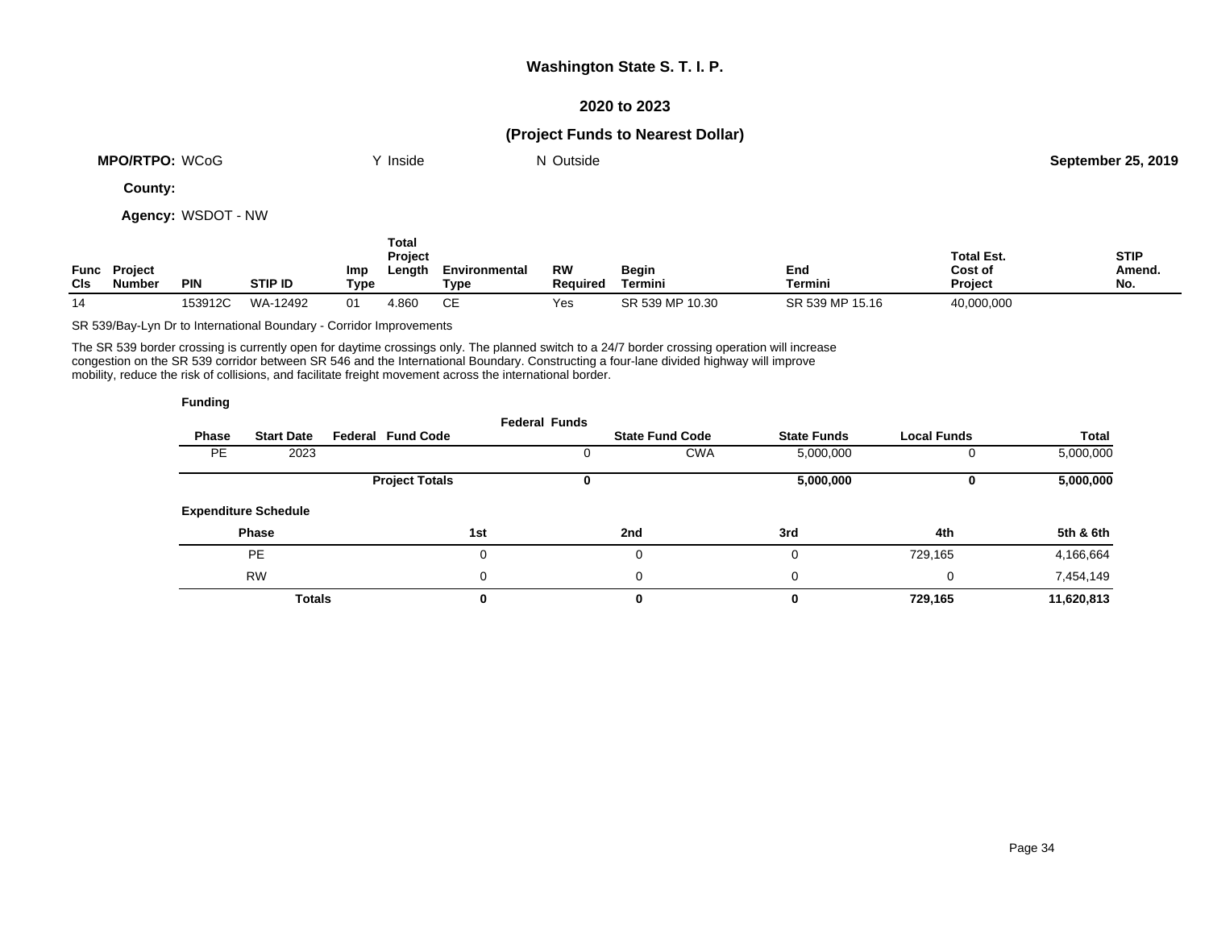# Washington State S. T. I. P.

## 2020 to 2023

## (Project Funds to Nearest Dollar)

**MPO/RTPO:** WCoG Y Inside N Outside **September 25, 2019**

**County:**

**Agency:** WSDOT - NW

| Func Cls | Project Number | PIN | STIP ID | Imp Type | Total Project Length | Environmental Type | RW Required | Begin Termini | End Termini | Total Est. Cost of Project | STIP Amend. No. |
|---|---|---|---|---|---|---|---|---|---|---|---|
| 14 | | 153912C | WA-12492 | 01 | 4.860 | CE | Yes | SR 539 MP 10.30 | SR 539 MP 15.16 | 40,000,000 | |

SR 539/Bay-Lyn Dr to International Boundary - Corridor Improvements

The SR 539 border crossing is currently open for daytime crossings only. The planned switch to a 24/7 border crossing operation will increase congestion on the SR 539 corridor between SR 546 and the International Boundary. Constructing a four-lane divided highway will improve mobility, reduce the risk of collisions, and facilitate freight movement across the international border.

**Funding**

| Phase | Start Date | Federal Fund Code | Federal Funds | State Fund Code | State Funds | Local Funds | Total |
|---|---|---|---|---|---|---|---|
| PE | 2023 | | 0 | CWA | 5,000,000 | 0 | 5,000,000 |
| | | **Project Totals** | **0** | | **5,000,000** | **0** | **5,000,000** |

**Expenditure Schedule**

| Phase | 1st | 2nd | 3rd | 4th | 5th & 6th |
|---|---|---|---|---|---|
| PE | 0 | 0 | 0 | 729,165 | 4,166,664 |
| RW | 0 | 0 | 0 | 0 | 7,454,149 |
| **Totals** | **0** | **0** | **0** | **729,165** | **11,620,813** |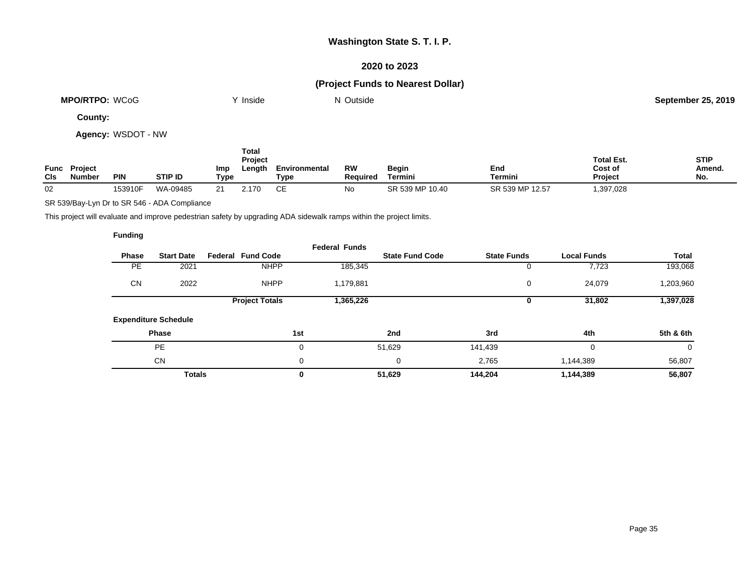# Washington State S. T. I. P.

## 2020 to 2023

## (Project Funds to Nearest Dollar)

**MPO/RTPO:** WCoG Y Inside N Outside **September 25, 2019**

**County:**

**Agency:** WSDOT - NW

| Func Cls | Project Number | PIN | STIP ID | Imp Type | Total Project Length | Environmental Type | RW Required | Begin Termini | End Termini | Total Est. Cost of Project | STIP Amend. No. |
|---|---|---|---|---|---|---|---|---|---|---|---|
| 02 | | 153910F | WA-09485 | 21 | 2.170 | CE | No | SR 539 MP 10.40 | SR 539 MP 12.57 | 1,397,028 | |

SR 539/Bay-Lyn Dr to SR 546 - ADA Compliance

This project will evaluate and improve pedestrian safety by upgrading ADA sidewalk ramps within the project limits.

**Funding**

| Phase | Start Date | Federal Fund Code | Federal Funds | State Fund Code | State Funds | Local Funds | Total |
|---|---|---|---|---|---|---|---|
| PE | 2021 | NHPP | 185,345 | | 0 | 7,723 | 193,068 |
| CN | 2022 | NHPP | 1,179,881 | | 0 | 24,079 | 1,203,960 |
| | | **Project Totals** | **1,365,226** | | **0** | **31,802** | **1,397,028** |

**Expenditure Schedule**

| Phase | 1st | 2nd | 3rd | 4th | 5th & 6th |
|---|---|---|---|---|---|
| PE | 0 | 51,629 | 141,439 | 0 | 0 |
| CN | 0 | 0 | 2,765 | 1,144,389 | 56,807 |
| **Totals** | **0** | **51,629** | **144,204** | **1,144,389** | **56,807** |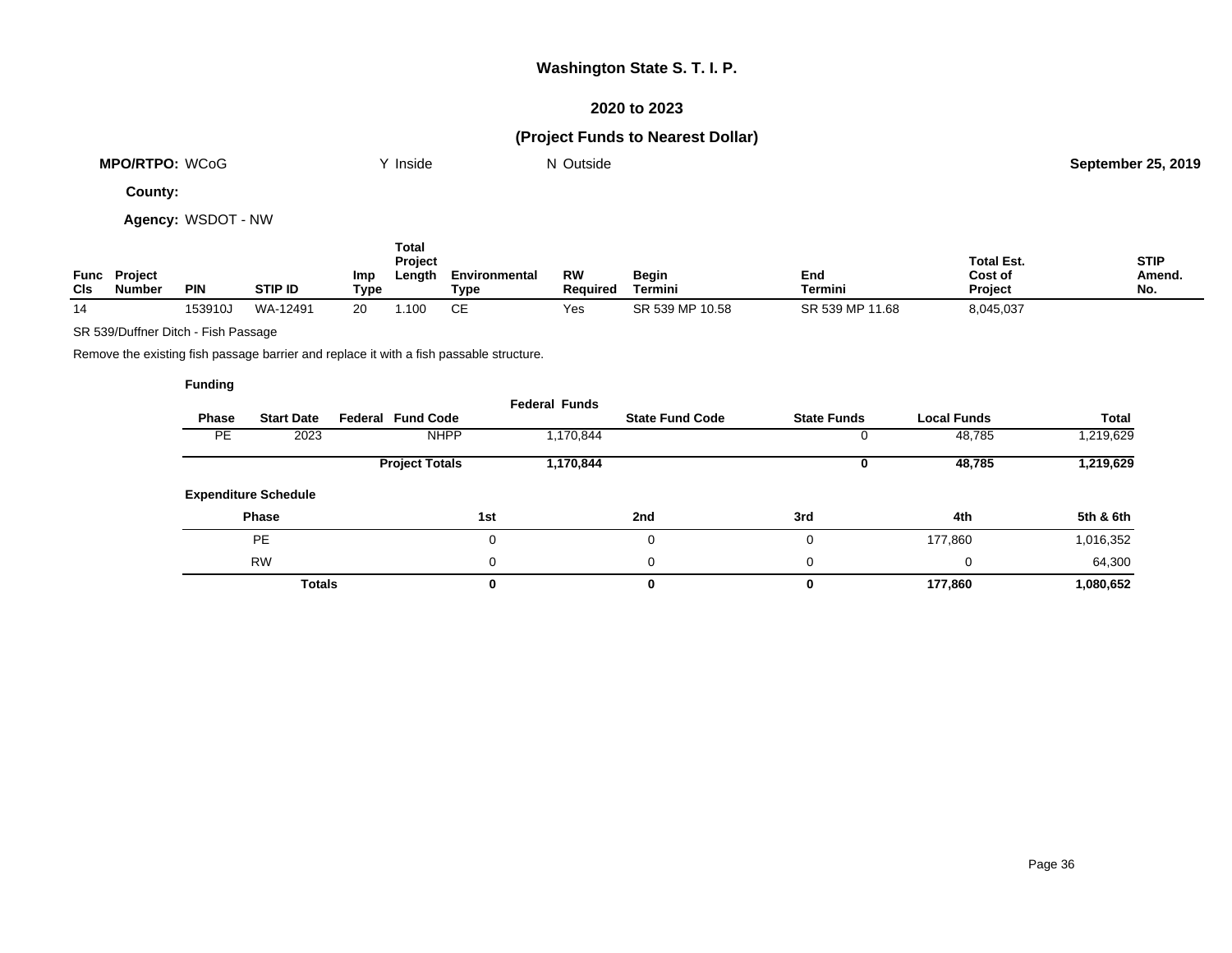# Washington State S. T. I. P.

## 2020 to 2023

## (Project Funds to Nearest Dollar)

**MPO/RTPO:** WCoG    Y Inside    N Outside    **September 25, 2019**

**County:**

**Agency:** WSDOT - NW

| Func Cls | Project Number | PIN | STIP ID | Imp Type | Total Project Length | Environmental Type | RW Required | Begin Termini | End Termini | Total Est. Cost of Project | STIP Amend. No. |
|---|---|---|---|---|---|---|---|---|---|---|---|
| 14 | | 153910J | WA-12491 | 20 | 1.100 | CE | Yes | SR 539 MP 10.58 | SR 539 MP 11.68 | 8,045,037 | |

SR 539/Duffner Ditch - Fish Passage

Remove the existing fish passage barrier and replace it with a fish passable structure.

**Funding**

| Phase | Start Date | Federal Fund Code | Federal Funds | State Fund Code | State Funds | Local Funds | Total |
|---|---|---|---|---|---|---|---|
| PE | 2023 | NHPP | 1,170,844 | | 0 | 48,785 | 1,219,629 |
| | | **Project Totals** | **1,170,844** | | **0** | **48,785** | **1,219,629** |

**Expenditure Schedule**

| Phase | 1st | 2nd | 3rd | 4th | 5th & 6th |
|---|---|---|---|---|---|
| PE | 0 | 0 | 0 | 177,860 | 1,016,352 |
| RW | 0 | 0 | 0 | 0 | 64,300 |
| **Totals** | **0** | **0** | **0** | **177,860** | **1,080,652** |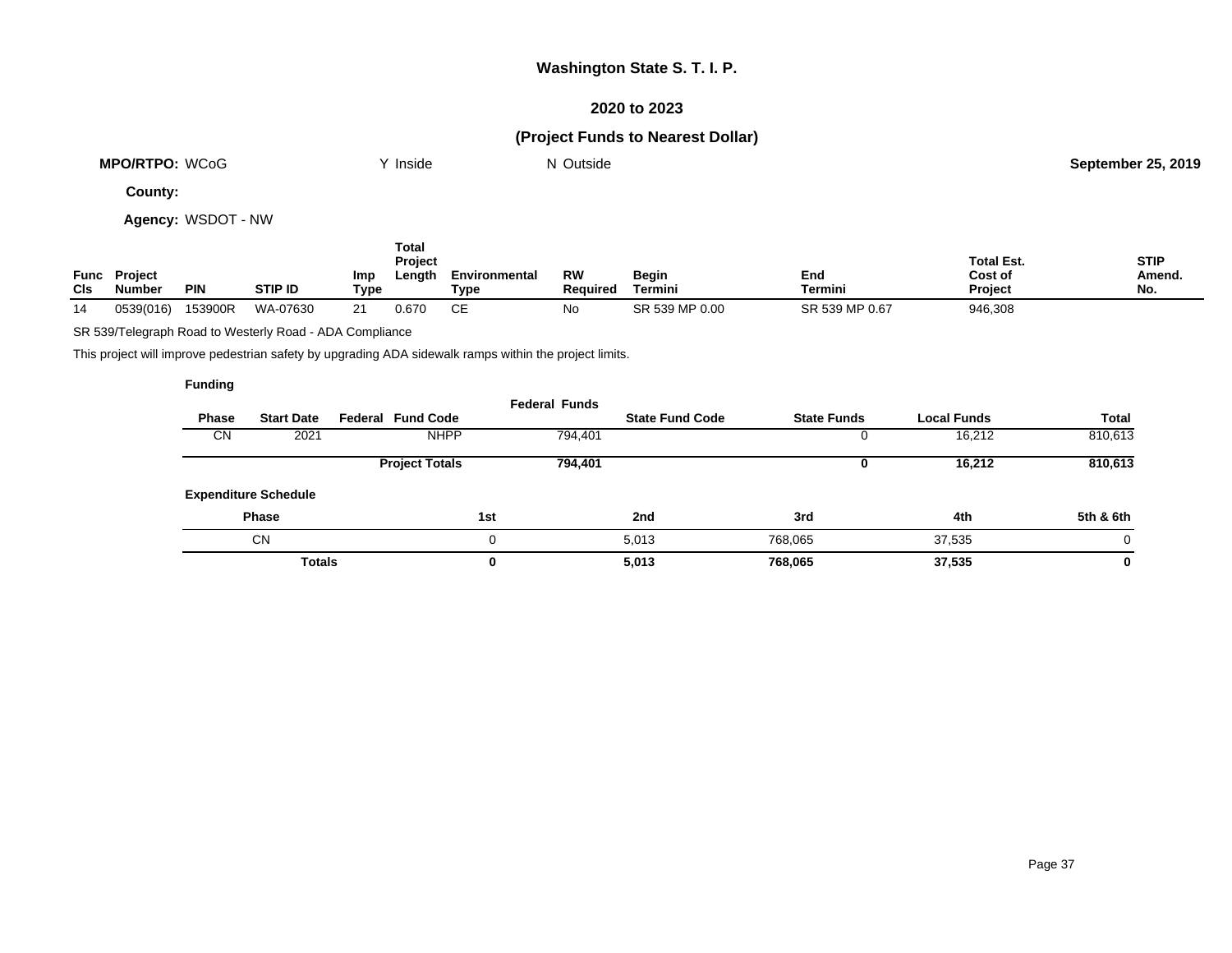# Washington State S. T. I. P.

## 2020 to 2023

## (Project Funds to Nearest Dollar)

**MPO/RTPO:** WCoG Y Inside N Outside **September 25, 2019**

**County:**

**Agency:** WSDOT - NW

| Func Cls | Project Number | PIN | STIP ID | Imp Type | Total Project Length | Environmental Type | RW Required | Begin Termini | End Termini | Total Est. Cost of Project | STIP Amend. No. |
|---|---|---|---|---|---|---|---|---|---|---|---|
| 14 | 0539(016) | 153900R | WA-07630 | 21 | 0.670 | CE | No | SR 539 MP 0.00 | SR 539 MP 0.67 | 946,308 | |

SR 539/Telegraph Road to Westerly Road - ADA Compliance

This project will improve pedestrian safety by upgrading ADA sidewalk ramps within the project limits.

**Funding**

| Phase | Start Date | Federal Fund Code | Federal Funds | State Fund Code | State Funds | Local Funds | Total |
|---|---|---|---|---|---|---|---|
| CN | 2021 | NHPP | 794,401 | | 0 | 16,212 | 810,613 |
| | | **Project Totals** | **794,401** | | **0** | **16,212** | **810,613** |

**Expenditure Schedule**

| Phase | 1st | 2nd | 3rd | 4th | 5th & 6th |
|---|---|---|---|---|---|
| CN | 0 | 5,013 | 768,065 | 37,535 | 0 |
| **Totals** | **0** | **5,013** | **768,065** | **37,535** | **0** |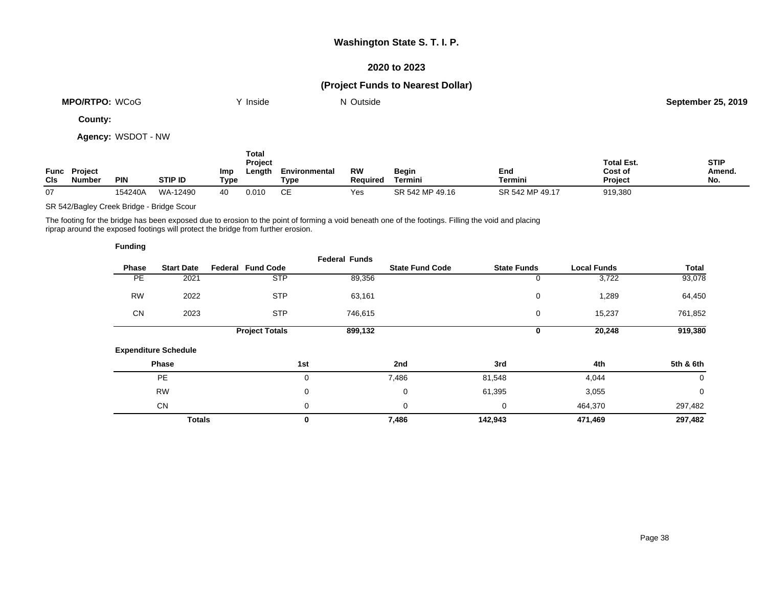# Washington State S. T. I. P.

## 2020 to 2023

## (Project Funds to Nearest Dollar)

**MPO/RTPO:** WCoG Y Inside N Outside **September 25, 2019**

**County:**

**Agency:** WSDOT - NW

| Func Cls | Project Number | PIN | STIP ID | Imp Type | Total Project Length | Environmental Type | RW Required | Begin Termini | End Termini | Total Est. Cost of Project | STIP Amend. No. |
|---|---|---|---|---|---|---|---|---|---|---|---|
| 07 | | 154240A | WA-12490 | 40 | 0.010 | CE | Yes | SR 542 MP 49.16 | SR 542 MP 49.17 | 919,380 | |

SR 542/Bagley Creek Bridge - Bridge Scour

The footing for the bridge has been exposed due to erosion to the point of forming a void beneath one of the footings. Filling the void and placing riprap around the exposed footings will protect the bridge from further erosion.

**Funding**

| Phase | Start Date | Federal Fund Code | Federal Funds | State Fund Code | State Funds | Local Funds | Total |
|---|---|---|---|---|---|---|---|
| PE | 2021 | STP | 89,356 | | 0 | 3,722 | 93,078 |
| RW | 2022 | STP | 63,161 | | 0 | 1,289 | 64,450 |
| CN | 2023 | STP | 746,615 | | 0 | 15,237 | 761,852 |
| | | **Project Totals** | **899,132** | | **0** | **20,248** | **919,380** |

**Expenditure Schedule**

| Phase | 1st | 2nd | 3rd | 4th | 5th & 6th |
|---|---|---|---|---|---|
| PE | 0 | 7,486 | 81,548 | 4,044 | 0 |
| RW | 0 | 0 | 61,395 | 3,055 | 0 |
| CN | 0 | 0 | 0 | 464,370 | 297,482 |
| **Totals** | **0** | **7,486** | **142,943** | **471,469** | **297,482** |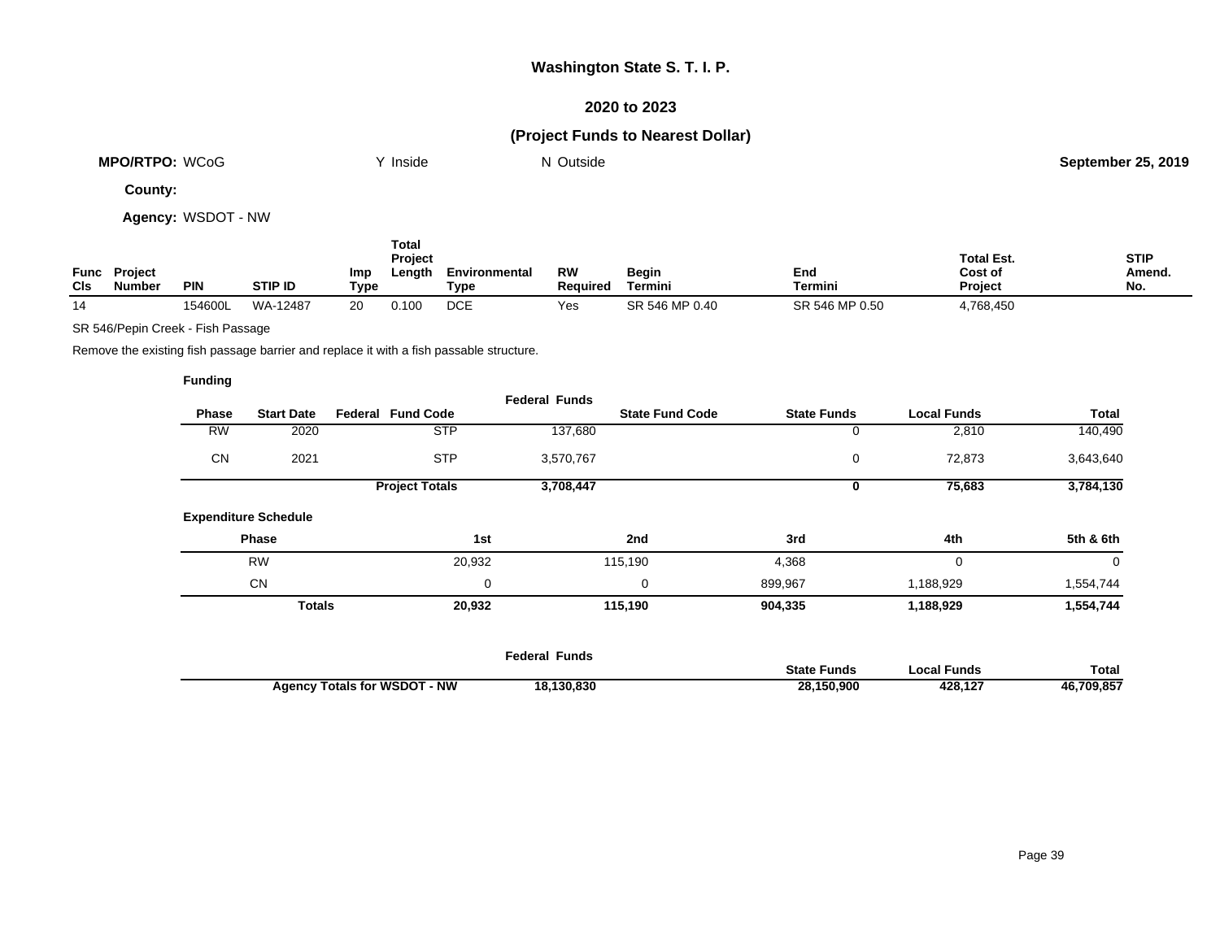# Washington State S. T. I. P.

## 2020 to 2023

## (Project Funds to Nearest Dollar)

**MPO/RTPO:** WCoG Y Inside N Outside **September 25, 2019**

**County:**

**Agency:** WSDOT - NW

| Func Cls | Project Number | PIN | STIP ID | Imp Type | Total Project Length | Environmental Type | RW Required | Begin Termini | End Termini | Total Est. Cost of Project | STIP Amend. No. |
|---|---|---|---|---|---|---|---|---|---|---|---|
| 14 | | 154600L | WA-12487 | 20 | 0.100 | DCE | Yes | SR 546 MP 0.40 | SR 546 MP 0.50 | 4,768,450 | |

SR 546/Pepin Creek - Fish Passage

Remove the existing fish passage barrier and replace it with a fish passable structure.

**Funding**

| Phase | Start Date | Federal Fund Code | Federal Funds | State Fund Code | State Funds | Local Funds | Total |
|---|---|---|---|---|---|---|---|
| RW | 2020 | STP | 137,680 | | 0 | 2,810 | 140,490 |
| CN | 2021 | STP | 3,570,767 | | 0 | 72,873 | 3,643,640 |
| | | **Project Totals** | **3,708,447** | | **0** | **75,683** | **3,784,130** |

**Expenditure Schedule**

| Phase | 1st | 2nd | 3rd | 4th | 5th & 6th |
|---|---|---|---|---|---|
| RW | 20,932 | 115,190 | 4,368 | 0 | 0 |
| CN | 0 | 0 | 899,967 | 1,188,929 | 1,554,744 |
| **Totals** | **20,932** | **115,190** | **904,335** | **1,188,929** | **1,554,744** |

| | Federal Funds | State Funds | Local Funds | Total |
|---|---|---|---|---|
| **Agency Totals for WSDOT - NW** | **18,130,830** | **28,150,900** | **428,127** | **46,709,857** |